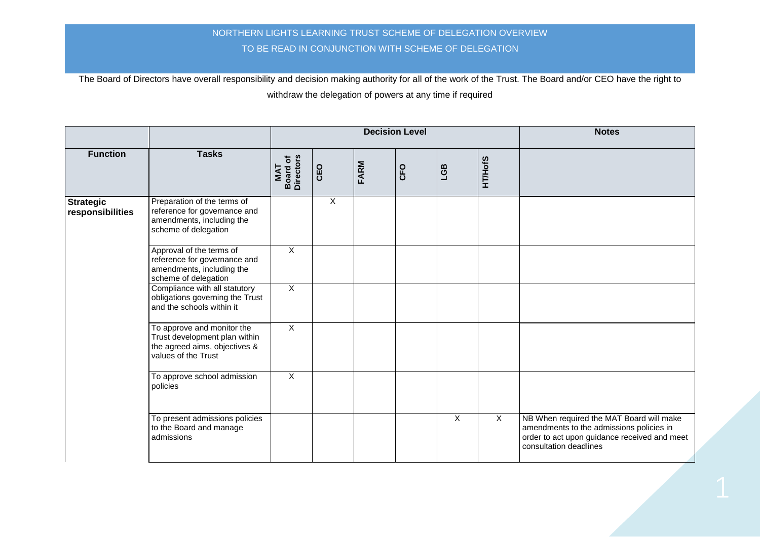NORTHERN LIGHTS LEARNING TRUST SCHEME OF DELEGATION OVERVIEW

TO BE READ IN CONJUNCTION WITH SCHEME OF DELEGATION

The Board of Directors have overall responsibility and decision making authority for all of the work of the Trust. The Board and/or CEO have the right to withdraw the delegation of powers at any time if required

| | | Decision Level | | | | | | Notes |
|---|---|---|---|---|---|---|---|---|
| **Function** | **Tasks** | **MAT Board of Directors** | **CEO** | **FARM** | **CFO** | **LGB** | **HT/HofS** | |
| **Strategic responsibilities** | Preparation of the terms of reference for governance and amendments, including the scheme of delegation | | X | | | | | |
| | Approval of the terms of reference for governance and amendments, including the scheme of delegation | X | | | | | | |
| | Compliance with all statutory obligations governing the Trust and the schools within it | X | | | | | | |
| | To approve and monitor the Trust development plan within the agreed aims, objectives & values of the Trust | X | | | | | | |
| | To approve school admission policies | X | | | | | | |
| | To present admissions policies to the Board and manage admissions | | | | | X | X | NB When required the MAT Board will make amendments to the admissions policies in order to act upon guidance received and meet consultation deadlines |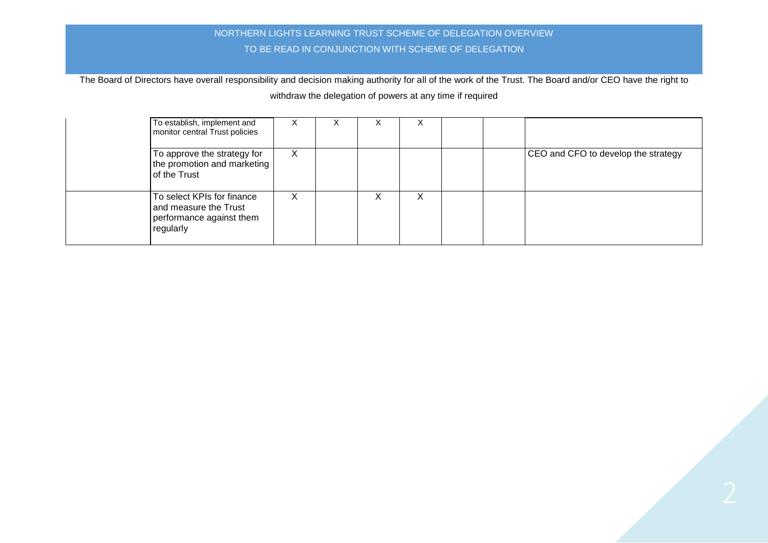NORTHERN LIGHTS LEARNING TRUST SCHEME OF DELEGATION OVERVIEW

TO BE READ IN CONJUNCTION WITH SCHEME OF DELEGATION

The Board of Directors have overall responsibility and decision making authority for all of the work of the Trust. The Board and/or CEO have the right to withdraw the delegation of powers at any time if required

| | | | | | | | | |
|---|---|---|---|---|---|---|---|---|
| | To establish, implement and monitor central Trust policies | X | X | X | X | | | |
| | To approve the strategy for the promotion and marketing of the Trust | X | | | | | | CEO and CFO to develop the strategy |
| | To select KPIs for finance and measure the Trust performance against them regularly | X | | X | X | | | |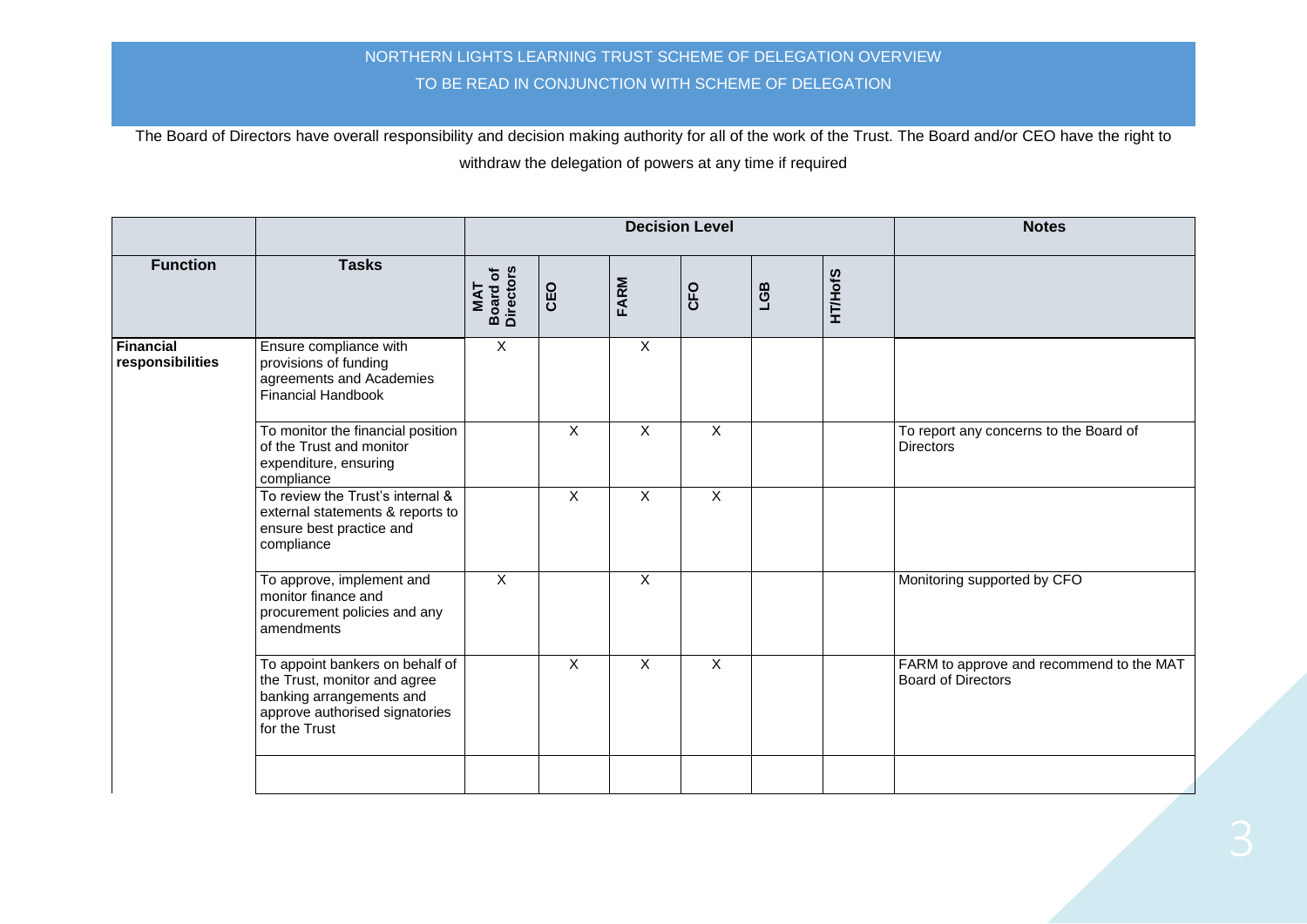NORTHERN LIGHTS LEARNING TRUST SCHEME OF DELEGATION OVERVIEW

TO BE READ IN CONJUNCTION WITH SCHEME OF DELEGATION

The Board of Directors have overall responsibility and decision making authority for all of the work of the Trust. The Board and/or CEO have the right to withdraw the delegation of powers at any time if required

| | | **Decision Level** | | | | | | **Notes** |
|---|---|---|---|---|---|---|---|---|
| **Function** | **Tasks** | **MAT Board of Directors** | **CEO** | **FARM** | **CFO** | **LGB** | **HT/HofS** | |
| **Financial responsibilities** | Ensure compliance with provisions of funding agreements and Academies Financial Handbook | X | | X | | | | |
| | To monitor the financial position of the Trust and monitor expenditure, ensuring compliance | | X | X | X | | | To report any concerns to the Board of Directors |
| | To review the Trust's internal & external statements & reports to ensure best practice and compliance | | X | X | X | | | |
| | To approve, implement and monitor finance and procurement policies and any amendments | X | | X | | | | Monitoring supported by CFO |
| | To appoint bankers on behalf of the Trust, monitor and agree banking arrangements and approve authorised signatories for the Trust | | X | X | X | | | FARM to approve and recommend to the MAT Board of Directors |
| | | | | | | | | |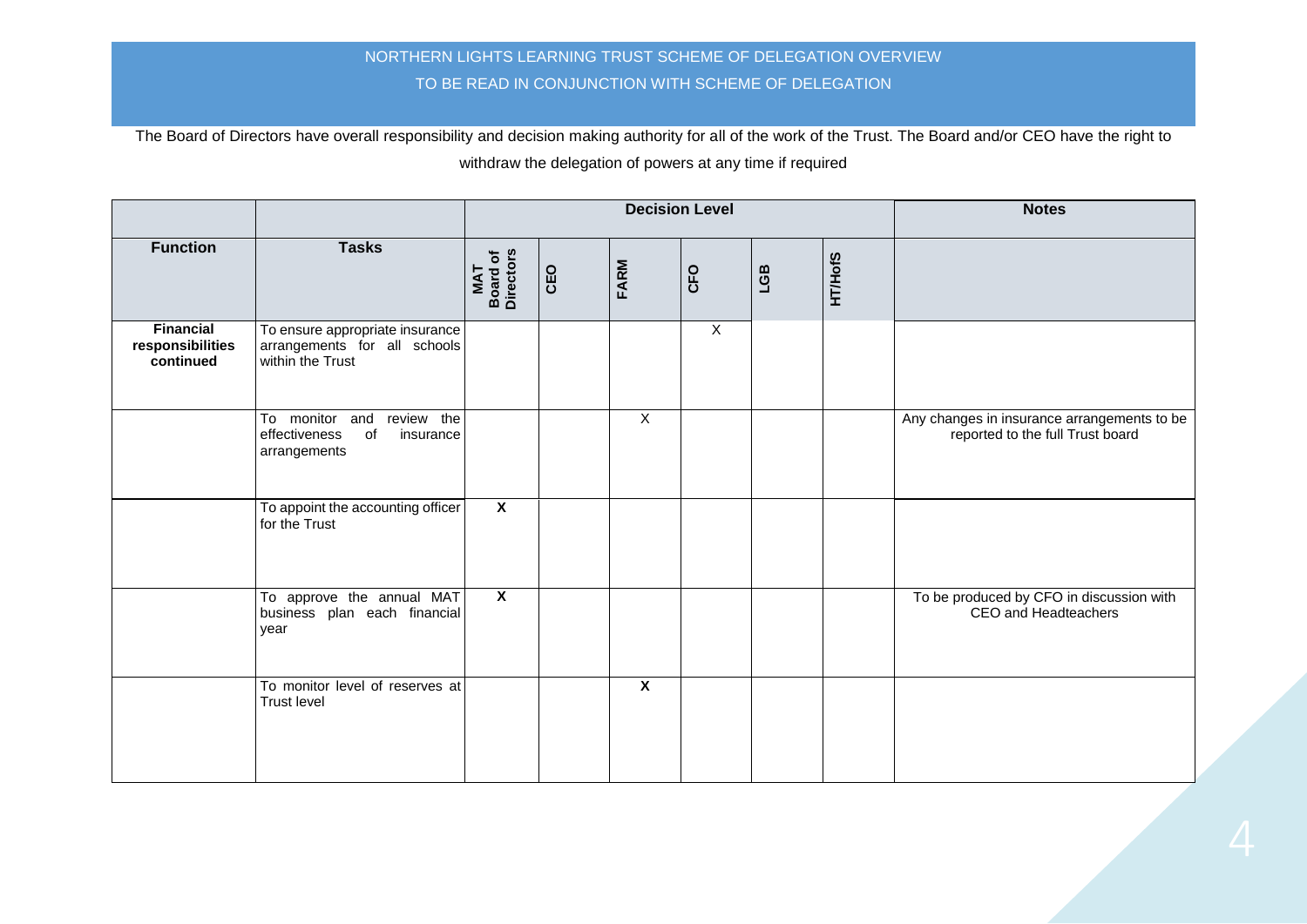NORTHERN LIGHTS LEARNING TRUST SCHEME OF DELEGATION OVERVIEW

TO BE READ IN CONJUNCTION WITH SCHEME OF DELEGATION

The Board of Directors have overall responsibility and decision making authority for all of the work of the Trust. The Board and/or CEO have the right to withdraw the delegation of powers at any time if required

| | | Decision Level | | | | | | Notes |
|---|---|---|---|---|---|---|---|---|
| **Function** | **Tasks** | **MAT Board of Directors** | **CEO** | **FARM** | **CFO** | **LGB** | **HT/HofS** | |
| **Financial responsibilities continued** | To ensure appropriate insurance arrangements for all schools within the Trust | | | | X | | | |
| | To monitor and review the effectiveness of insurance arrangements | | | X | | | | Any changes in insurance arrangements to be reported to the full Trust board |
| | To appoint the accounting officer for the Trust | **X** | | | | | | |
| | To approve the annual MAT business plan each financial year | **X** | | | | | | To be produced by CFO in discussion with CEO and Headteachers |
| | To monitor level of reserves at Trust level | | | **X** | | | | |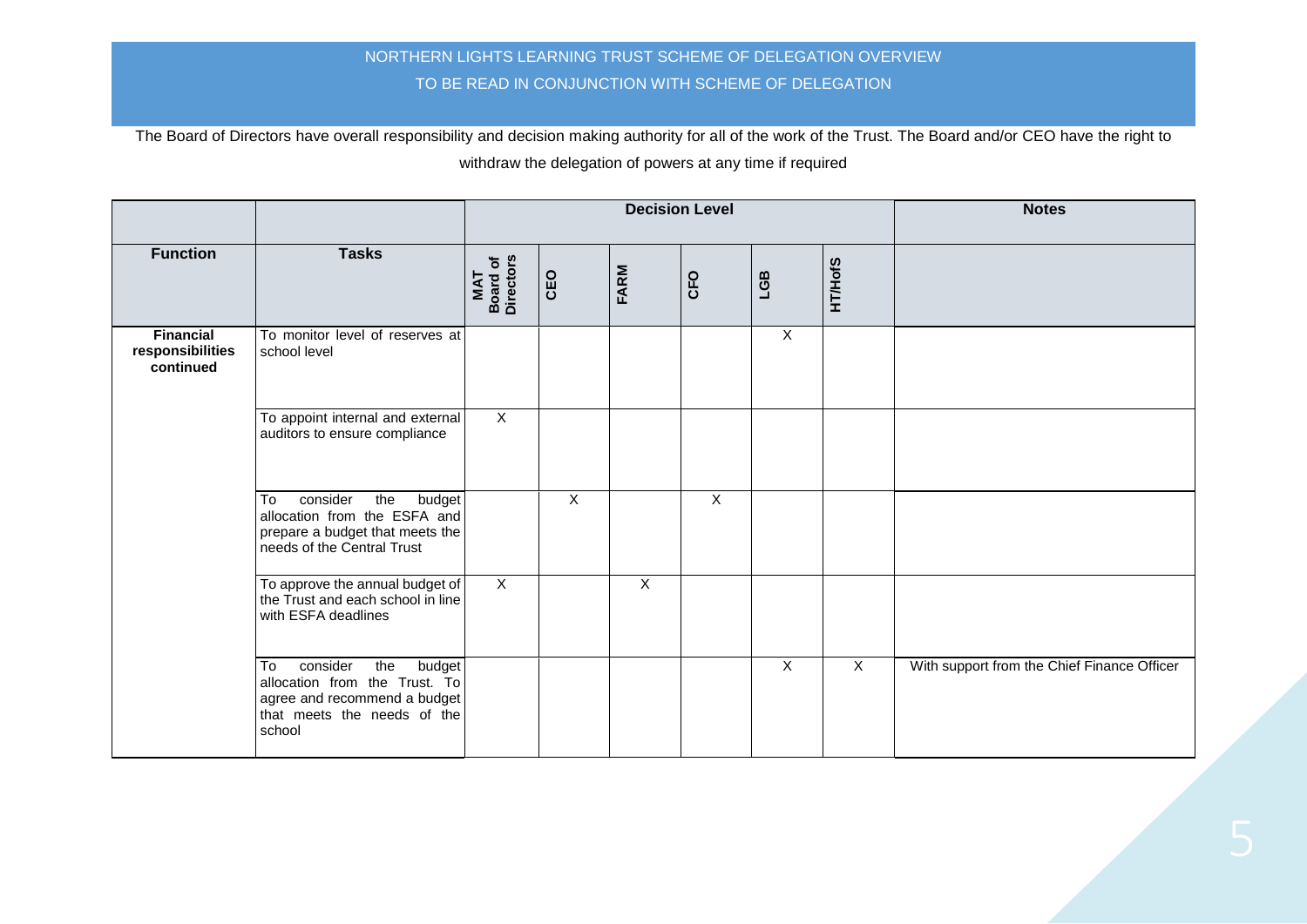NORTHERN LIGHTS LEARNING TRUST SCHEME OF DELEGATION OVERVIEW

TO BE READ IN CONJUNCTION WITH SCHEME OF DELEGATION

The Board of Directors have overall responsibility and decision making authority for all of the work of the Trust. The Board and/or CEO have the right to withdraw the delegation of powers at any time if required

| | | Decision Level | | | | | | Notes |
|---|---|---|---|---|---|---|---|---|
| **Function** | **Tasks** | **MAT Board of Directors** | **CEO** | **FARM** | **CFO** | **LGB** | **HT/HofS** | |
| **Financial responsibilities continued** | To monitor level of reserves at school level | | | | | X | | |
| | To appoint internal and external auditors to ensure compliance | X | | | | | | |
| | To consider the budget allocation from the ESFA and prepare a budget that meets the needs of the Central Trust | | X | | X | | | |
| | To approve the annual budget of the Trust and each school in line with ESFA deadlines | X | | X | | | | |
| | To consider the budget allocation from the Trust. To agree and recommend a budget that meets the needs of the school | | | | | X | X | With support from the Chief Finance Officer |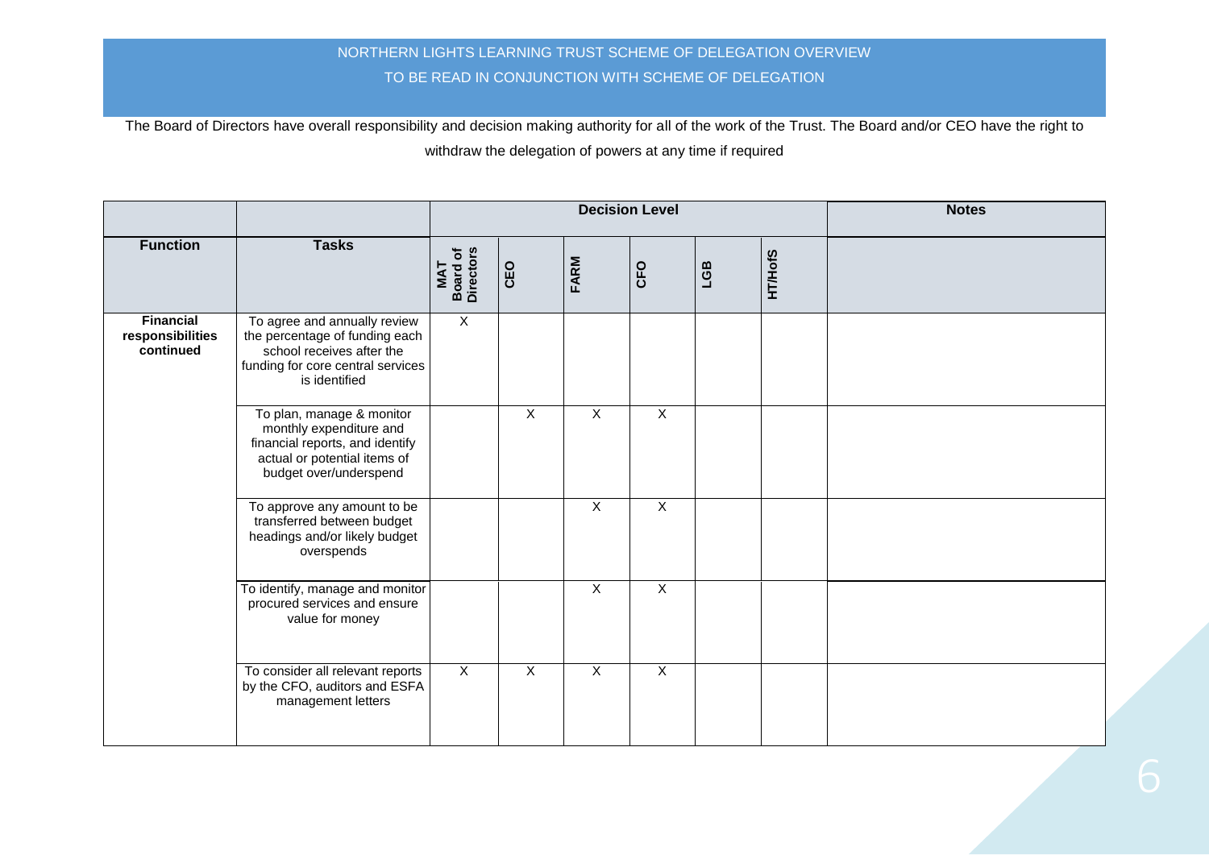NORTHERN LIGHTS LEARNING TRUST SCHEME OF DELEGATION OVERVIEW

TO BE READ IN CONJUNCTION WITH SCHEME OF DELEGATION

The Board of Directors have overall responsibility and decision making authority for all of the work of the Trust. The Board and/or CEO have the right to withdraw the delegation of powers at any time if required

| | | Decision Level | | | | | | Notes |
|---|---|---|---|---|---|---|---|---|
| **Function** | **Tasks** | **MAT Board of Directors** | **CEO** | **FARM** | **CFO** | **LGB** | **HT/HofS** | |
| **Financial responsibilities continued** | To agree and annually review the percentage of funding each school receives after the funding for core central services is identified | X | | | | | | |
| | To plan, manage & monitor monthly expenditure and financial reports, and identify actual or potential items of budget over/underspend | | X | X | X | | | |
| | To approve any amount to be transferred between budget headings and/or likely budget overspends | | | X | X | | | |
| | To identify, manage and monitor procured services and ensure value for money | | | X | X | | | |
| | To consider all relevant reports by the CFO, auditors and ESFA management letters | X | X | X | X | | | |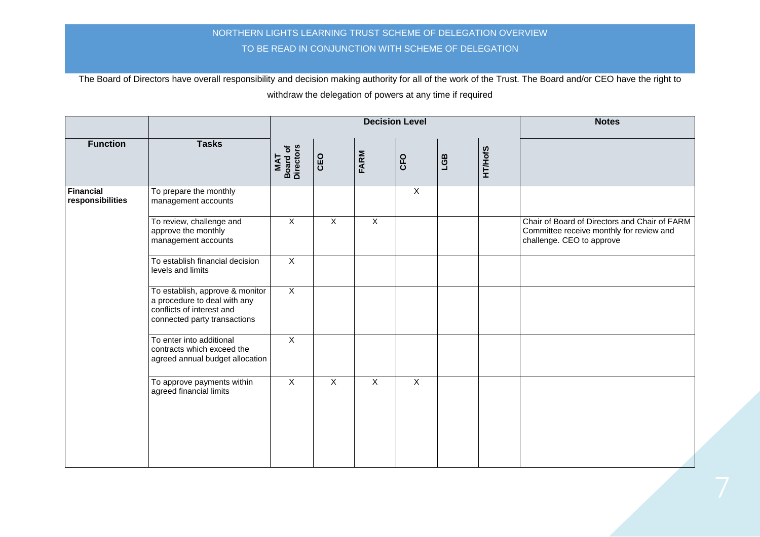NORTHERN LIGHTS LEARNING TRUST SCHEME OF DELEGATION OVERVIEW

TO BE READ IN CONJUNCTION WITH SCHEME OF DELEGATION

The Board of Directors have overall responsibility and decision making authority for all of the work of the Trust. The Board and/or CEO have the right to withdraw the delegation of powers at any time if required

| | | Decision Level | | | | | | Notes |
|---|---|---|---|---|---|---|---|---|
| **Function** | **Tasks** | **MAT Board of Directors** | **CEO** | **FARM** | **CFO** | **LGB** | **HT/HofS** | |
| **Financial responsibilities** | To prepare the monthly management accounts | | | | X | | | |
| | To review, challenge and approve the monthly management accounts | X | X | X | | | | Chair of Board of Directors and Chair of FARM Committee receive monthly for review and challenge. CEO to approve |
| | To establish financial decision levels and limits | X | | | | | | |
| | To establish, approve & monitor a procedure to deal with any conflicts of interest and connected party transactions | X | | | | | | |
| | To enter into additional contracts which exceed the agreed annual budget allocation | X | | | | | | |
| | To approve payments within agreed financial limits | X | X | X | X | | | |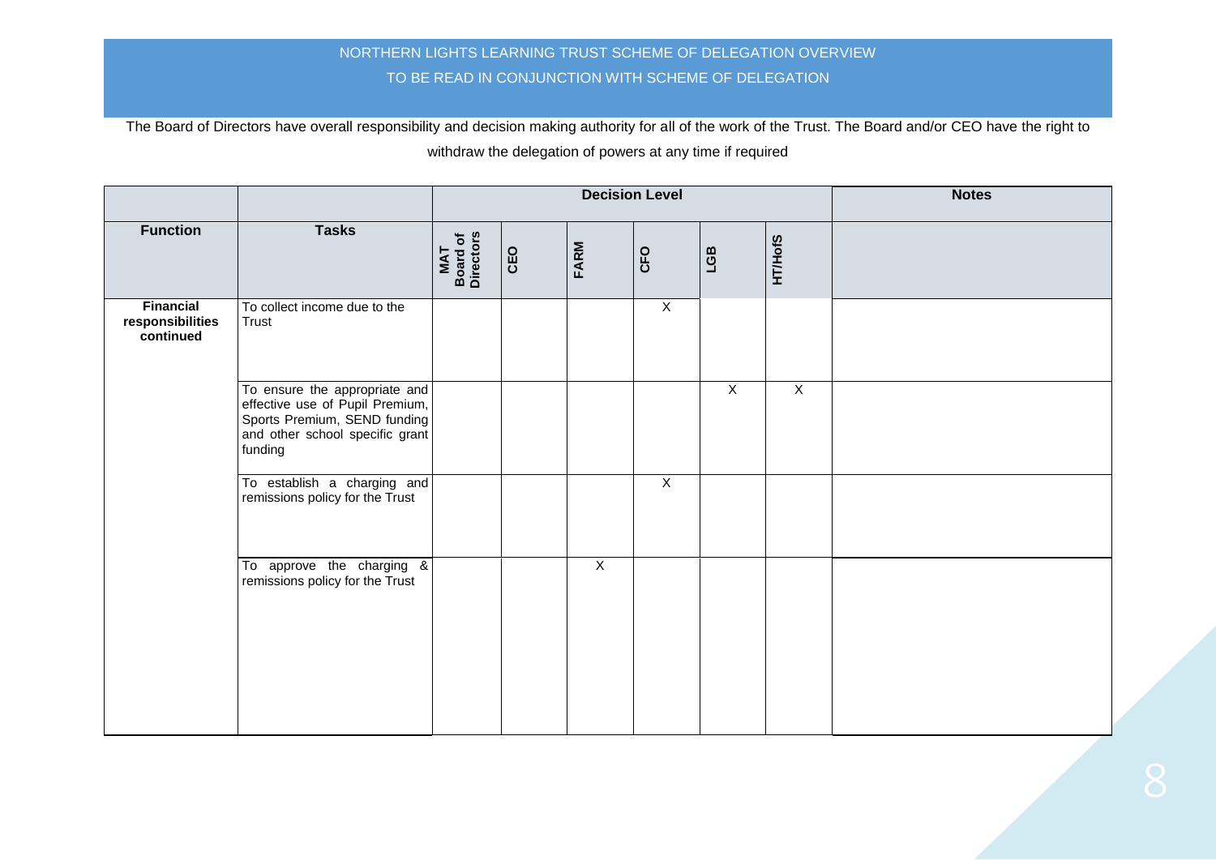NORTHERN LIGHTS LEARNING TRUST SCHEME OF DELEGATION OVERVIEW

TO BE READ IN CONJUNCTION WITH SCHEME OF DELEGATION

The Board of Directors have overall responsibility and decision making authority for all of the work of the Trust. The Board and/or CEO have the right to withdraw the delegation of powers at any time if required

| | | Decision Level | | | | | | Notes |
|---|---|---|---|---|---|---|---|---|
| **Function** | **Tasks** | **MAT Board of Directors** | **CEO** | **FARM** | **CFO** | **LGB** | **HT/HofS** | |
| **Financial responsibilities continued** | To collect income due to the Trust | | | | X | | | |
| | To ensure the appropriate and effective use of Pupil Premium, Sports Premium, SEND funding and other school specific grant funding | | | | | X | X | |
| | To establish a charging and remissions policy for the Trust | | | | X | | | |
| | To approve the charging & remissions policy for the Trust | | | X | | | | |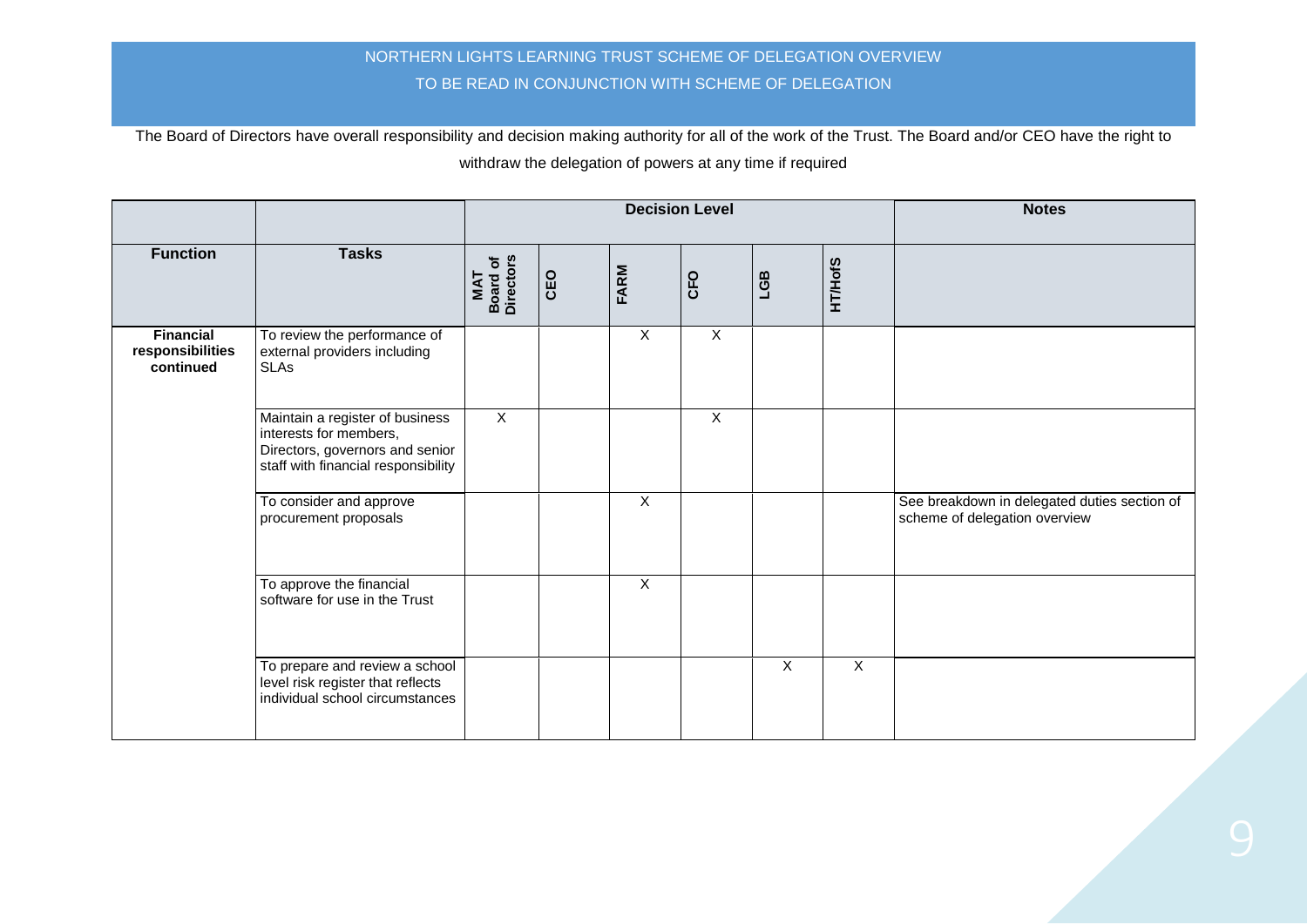NORTHERN LIGHTS LEARNING TRUST SCHEME OF DELEGATION OVERVIEW

TO BE READ IN CONJUNCTION WITH SCHEME OF DELEGATION

The Board of Directors have overall responsibility and decision making authority for all of the work of the Trust. The Board and/or CEO have the right to withdraw the delegation of powers at any time if required

| | | Decision Level | | | | | | Notes |
|---|---|---|---|---|---|---|---|---|
| **Function** | **Tasks** | **MAT Board of Directors** | **CEO** | **FARM** | **CFO** | **LGB** | **HT/HofS** | |
| **Financial responsibilities continued** | To review the performance of external providers including SLAs | | | X | X | | | |
| | Maintain a register of business interests for members, Directors, governors and senior staff with financial responsibility | X | | | X | | | |
| | To consider and approve procurement proposals | | | X | | | | See breakdown in delegated duties section of scheme of delegation overview |
| | To approve the financial software for use in the Trust | | | X | | | | |
| | To prepare and review a school level risk register that reflects individual school circumstances | | | | | X | X | |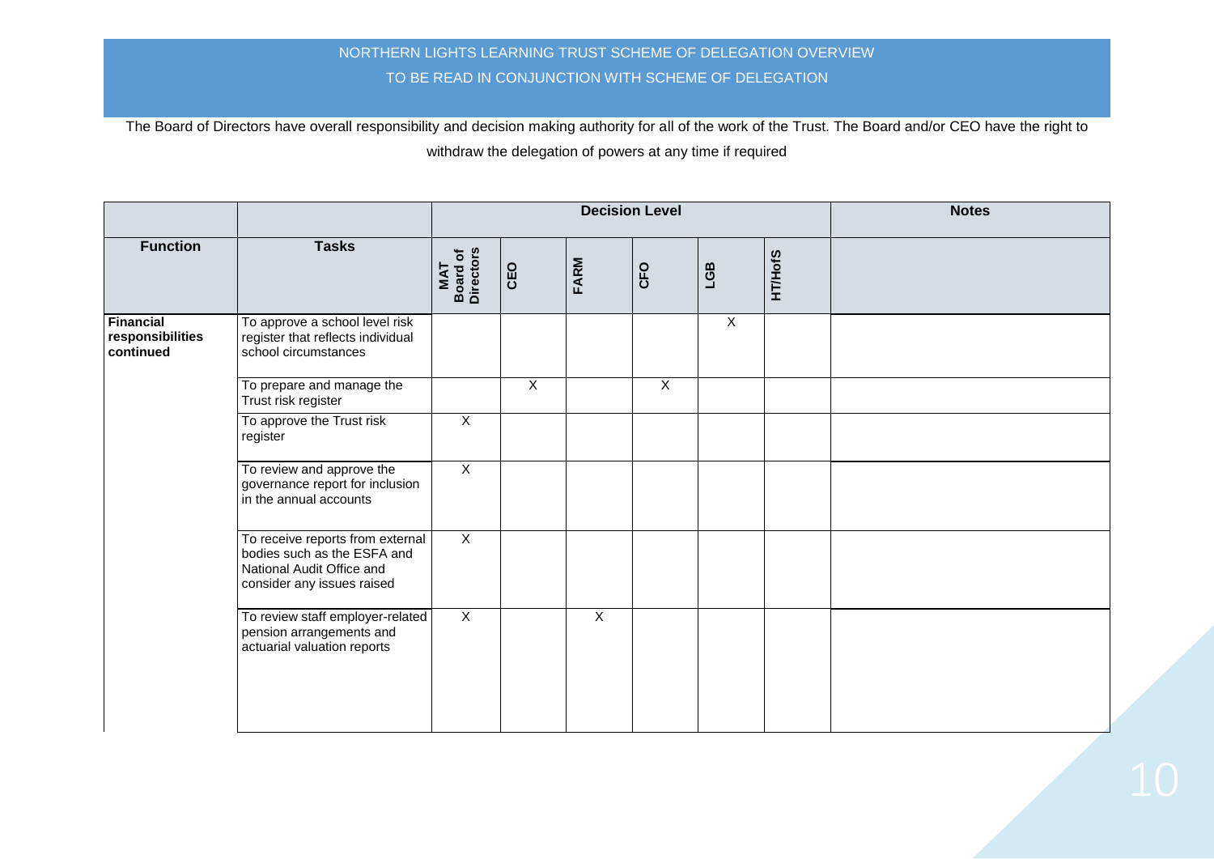NORTHERN LIGHTS LEARNING TRUST SCHEME OF DELEGATION OVERVIEW

TO BE READ IN CONJUNCTION WITH SCHEME OF DELEGATION

The Board of Directors have overall responsibility and decision making authority for all of the work of the Trust. The Board and/or CEO have the right to withdraw the delegation of powers at any time if required

| | | Decision Level | | | | | | Notes |
|---|---|---|---|---|---|---|---|---|
| **Function** | **Tasks** | **MAT Board of Directors** | **CEO** | **FARM** | **CFO** | **LGB** | **HT/HofS** | |
| **Financial responsibilities continued** | To approve a school level risk register that reflects individual school circumstances | | | | | X | | |
| | To prepare and manage the Trust risk register | | X | | X | | | |
| | To approve the Trust risk register | X | | | | | | |
| | To review and approve the governance report for inclusion in the annual accounts | X | | | | | | |
| | To receive reports from external bodies such as the ESFA and National Audit Office and consider any issues raised | X | | | | | | |
| | To review staff employer-related pension arrangements and actuarial valuation reports | X | | X | | | | |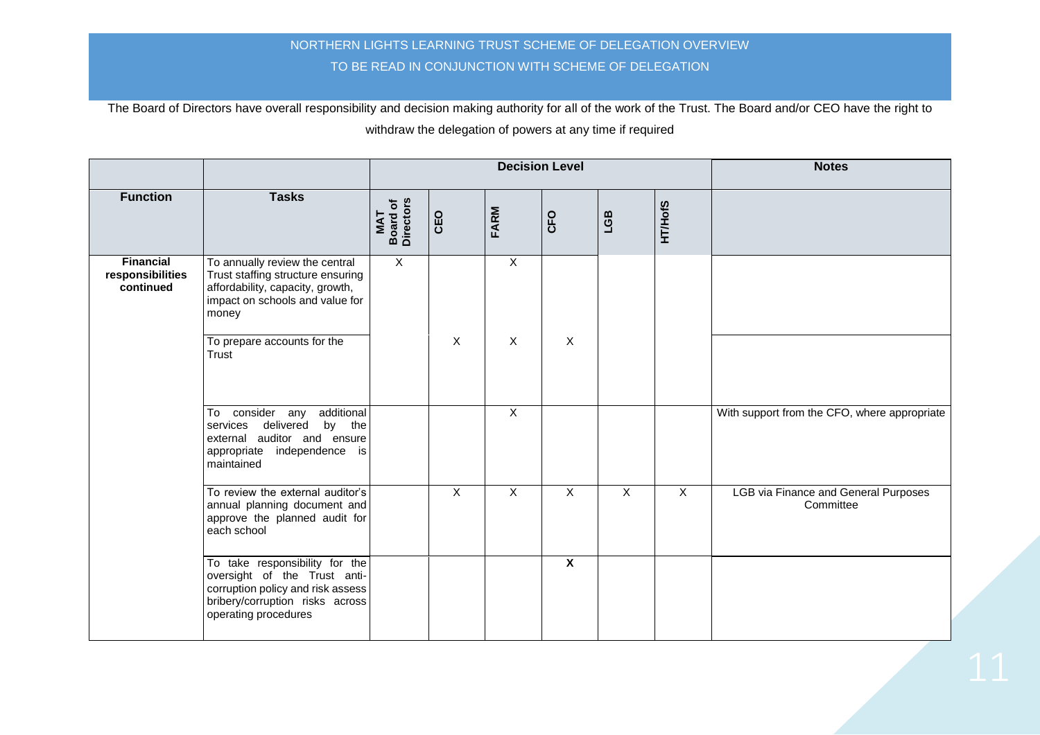NORTHERN LIGHTS LEARNING TRUST SCHEME OF DELEGATION OVERVIEW

TO BE READ IN CONJUNCTION WITH SCHEME OF DELEGATION

The Board of Directors have overall responsibility and decision making authority for all of the work of the Trust. The Board and/or CEO have the right to withdraw the delegation of powers at any time if required

| | | Decision Level | | | | | | Notes |
|---|---|---|---|---|---|---|---|---|
| **Function** | **Tasks** | **MAT Board of Directors** | **CEO** | **FARM** | **CFO** | **LGB** | **HT/HofS** | |
| **Financial responsibilities continued** | To annually review the central Trust staffing structure ensuring affordability, capacity, growth, impact on schools and value for money | X | | X | | | | |
| | To prepare accounts for the Trust | | X | X | X | | | |
| | To consider any additional services delivered by the external auditor and ensure appropriate independence is maintained | | | X | | | | With support from the CFO, where appropriate |
| | To review the external auditor's annual planning document and approve the planned audit for each school | | X | X | X | X | X | LGB via Finance and General Purposes Committee |
| | To take responsibility for the oversight of the Trust anti-corruption policy and risk assess bribery/corruption risks across operating procedures | | | | **X** | | | |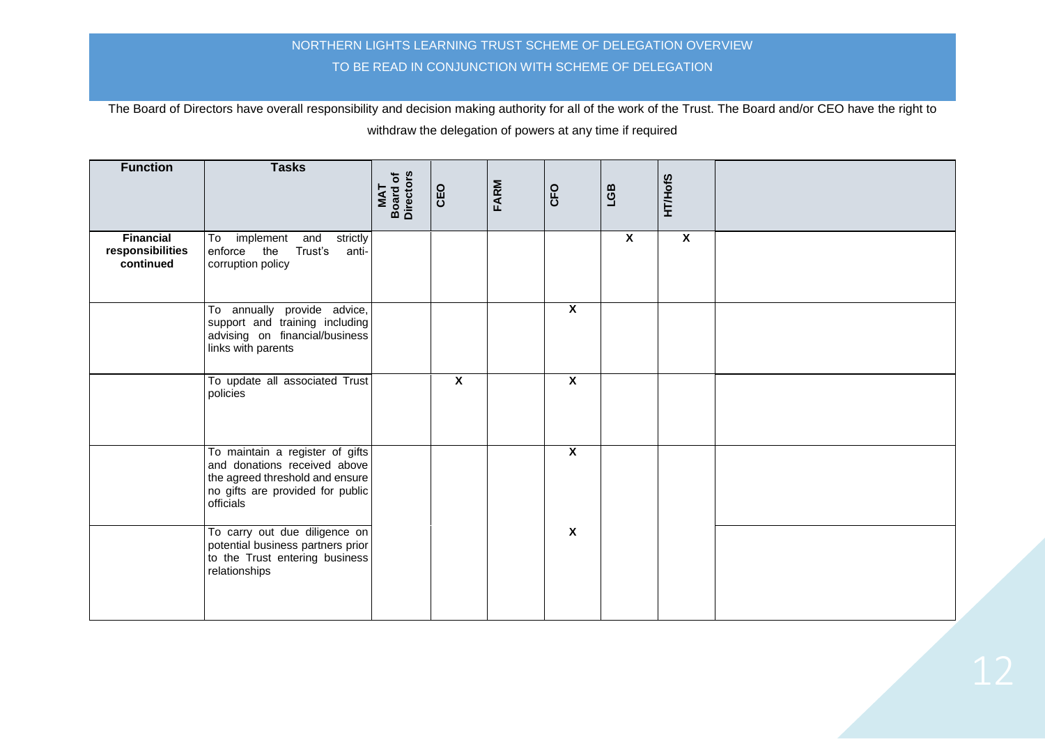NORTHERN LIGHTS LEARNING TRUST SCHEME OF DELEGATION OVERVIEW

TO BE READ IN CONJUNCTION WITH SCHEME OF DELEGATION

The Board of Directors have overall responsibility and decision making authority for all of the work of the Trust. The Board and/or CEO have the right to withdraw the delegation of powers at any time if required

| Function | Tasks | MAT Board of Directors | CEO | FARM | CFO | LGB | HT/HofS | |
|---|---|---|---|---|---|---|---|---|
| **Financial responsibilities continued** | To implement and strictly enforce the Trust's anti-corruption policy | | | | | X | X | |
| | To annually provide advice, support and training including advising on financial/business links with parents | | | | X | | | |
| | To update all associated Trust policies | | X | | X | | | |
| | To maintain a register of gifts and donations received above the agreed threshold and ensure no gifts are provided for public officials | | | | X | | | |
| | To carry out due diligence on potential business partners prior to the Trust entering business relationships | | | | X | | | |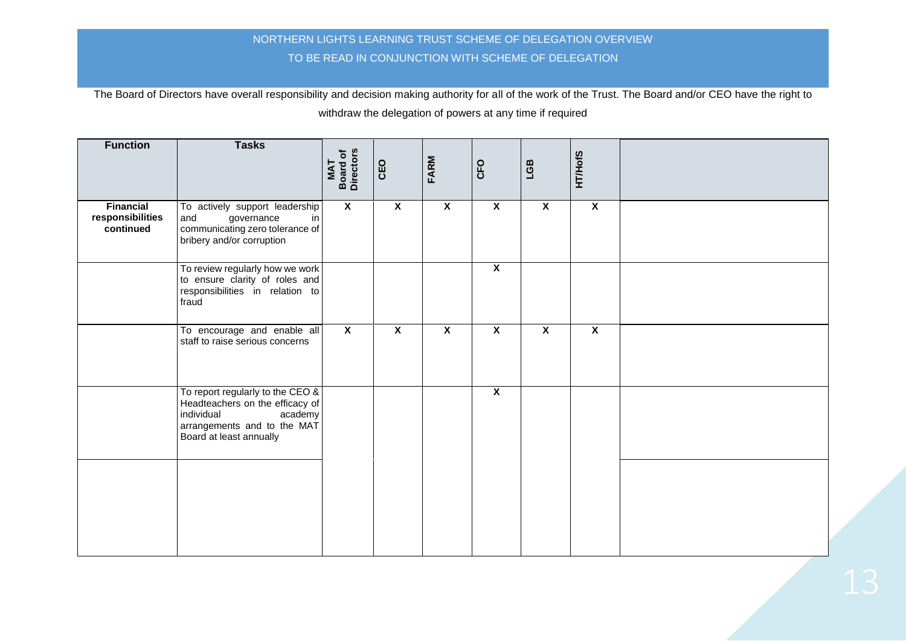NORTHERN LIGHTS LEARNING TRUST SCHEME OF DELEGATION OVERVIEW

TO BE READ IN CONJUNCTION WITH SCHEME OF DELEGATION

The Board of Directors have overall responsibility and decision making authority for all of the work of the Trust. The Board and/or CEO have the right to withdraw the delegation of powers at any time if required

| Function | Tasks | MAT Board of Directors | CEO | FARM | CFO | LGB | HT/HofS | |
|---|---|---|---|---|---|---|---|---|
| **Financial responsibilities continued** | To actively support leadership and governance in communicating zero tolerance of bribery and/or corruption | X | X | X | X | X | X | |
| | To review regularly how we work to ensure clarity of roles and responsibilities in relation to fraud | | | | X | | | |
| | To encourage and enable all staff to raise serious concerns | X | X | X | X | X | X | |
| | To report regularly to the CEO & Headteachers on the efficacy of individual academy arrangements and to the MAT Board at least annually | | | | X | | | |
| | | | | | | | | |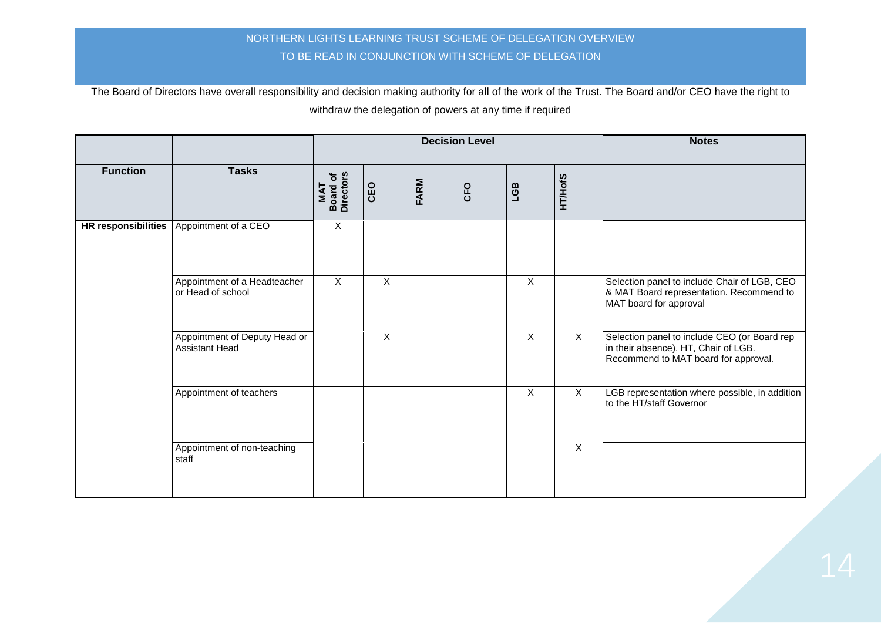NORTHERN LIGHTS LEARNING TRUST SCHEME OF DELEGATION OVERVIEW

TO BE READ IN CONJUNCTION WITH SCHEME OF DELEGATION

The Board of Directors have overall responsibility and decision making authority for all of the work of the Trust. The Board and/or CEO have the right to withdraw the delegation of powers at any time if required

| | | Decision Level | | | | | | Notes |
|---|---|---|---|---|---|---|---|---|
| **Function** | **Tasks** | **MAT Board of Directors** | **CEO** | **FARM** | **CFO** | **LGB** | **HT/HofS** | |
| **HR responsibilities** | Appointment of a CEO | X | | | | | | |
| | Appointment of a Headteacher or Head of school | X | X | | | X | | Selection panel to include Chair of LGB, CEO & MAT Board representation. Recommend to MAT board for approval |
| | Appointment of Deputy Head or Assistant Head | | X | | | X | X | Selection panel to include CEO (or Board rep in their absence), HT, Chair of LGB. Recommend to MAT board for approval. |
| | Appointment of teachers | | | | | X | X | LGB representation where possible, in addition to the HT/staff Governor |
| | Appointment of non-teaching staff | | | | | | X | |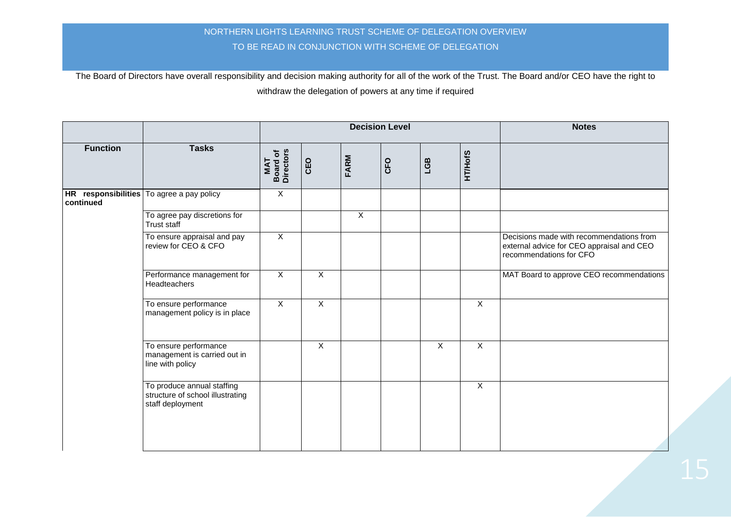# NORTHERN LIGHTS LEARNING TRUST SCHEME OF DELEGATION OVERVIEW

## TO BE READ IN CONJUNCTION WITH SCHEME OF DELEGATION

The Board of Directors have overall responsibility and decision making authority for all of the work of the Trust. The Board and/or CEO have the right to withdraw the delegation of powers at any time if required

| | | Decision Level | | | | | | Notes |
|---|---|---|---|---|---|---|---|---|
| **Function** | **Tasks** | **MAT Board of Directors** | **CEO** | **FARM** | **CFO** | **LGB** | **HT/HofS** | |
| **HR responsibilities continued** | To agree a pay policy | X | | | | | | |
| | To agree pay discretions for Trust staff | | | X | | | | |
| | To ensure appraisal and pay review for CEO & CFO | X | | | | | | Decisions made with recommendations from external advice for CEO appraisal and CEO recommendations for CFO |
| | Performance management for Headteachers | X | X | | | | | MAT Board to approve CEO recommendations |
| | To ensure performance management policy is in place | X | X | | | | X | |
| | To ensure performance management is carried out in line with policy | | X | | | X | X | |
| | To produce annual staffing structure of school illustrating staff deployment | | | | | | X | |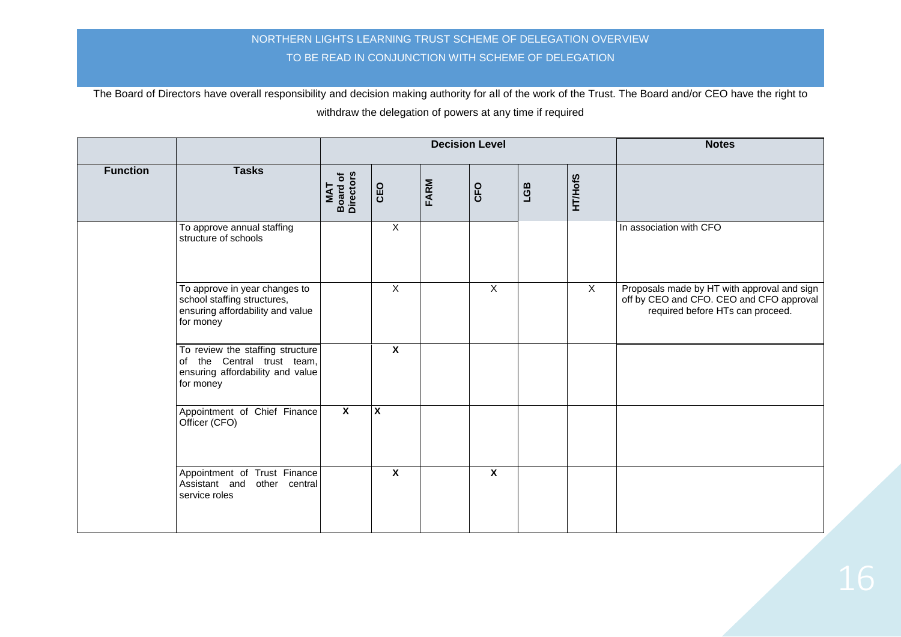NORTHERN LIGHTS LEARNING TRUST SCHEME OF DELEGATION OVERVIEW

TO BE READ IN CONJUNCTION WITH SCHEME OF DELEGATION

The Board of Directors have overall responsibility and decision making authority for all of the work of the Trust. The Board and/or CEO have the right to withdraw the delegation of powers at any time if required

| | | Decision Level | | | | | | Notes |
|---|---|---|---|---|---|---|---|---|
| **Function** | **Tasks** | **MAT Board of Directors** | **CEO** | **FARM** | **CFO** | **LGB** | **HT/HofS** | |
| | To approve annual staffing structure of schools | | X | | | | | In association with CFO |
| | To approve in year changes to school staffing structures, ensuring affordability and value for money | | X | | X | | X | Proposals made by HT with approval and sign off by CEO and CFO. CEO and CFO approval required before HTs can proceed. |
| | To review the staffing structure of the Central trust team, ensuring affordability and value for money | | **X** | | | | | |
| | Appointment of Chief Finance Officer (CFO) | **X** | **X** | | | | | |
| | Appointment of Trust Finance Assistant and other central service roles | | **X** | | **X** | | | |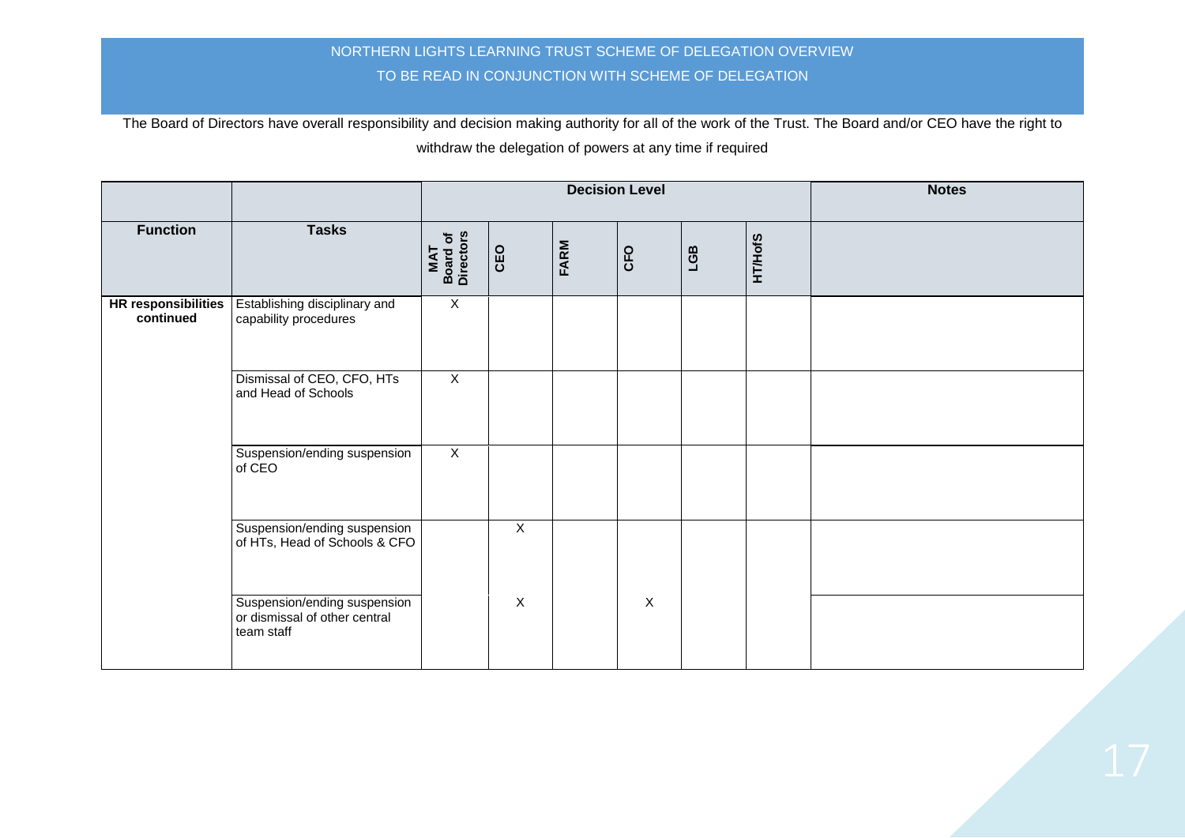NORTHERN LIGHTS LEARNING TRUST SCHEME OF DELEGATION OVERVIEW

TO BE READ IN CONJUNCTION WITH SCHEME OF DELEGATION

The Board of Directors have overall responsibility and decision making authority for all of the work of the Trust. The Board and/or CEO have the right to withdraw the delegation of powers at any time if required

| | | Decision Level | | | | | | Notes |
|---|---|---|---|---|---|---|---|---|
| **Function** | **Tasks** | **MAT Board of Directors** | **CEO** | **FARM** | **CFO** | **LGB** | **HT/HofS** | |
| **HR responsibilities continued** | Establishing disciplinary and capability procedures | X | | | | | | |
| | Dismissal of CEO, CFO, HTs and Head of Schools | X | | | | | | |
| | Suspension/ending suspension of CEO | X | | | | | | |
| | Suspension/ending suspension of HTs, Head of Schools & CFO | | X | | | | | |
| | Suspension/ending suspension or dismissal of other central team staff | | X | | X | | | |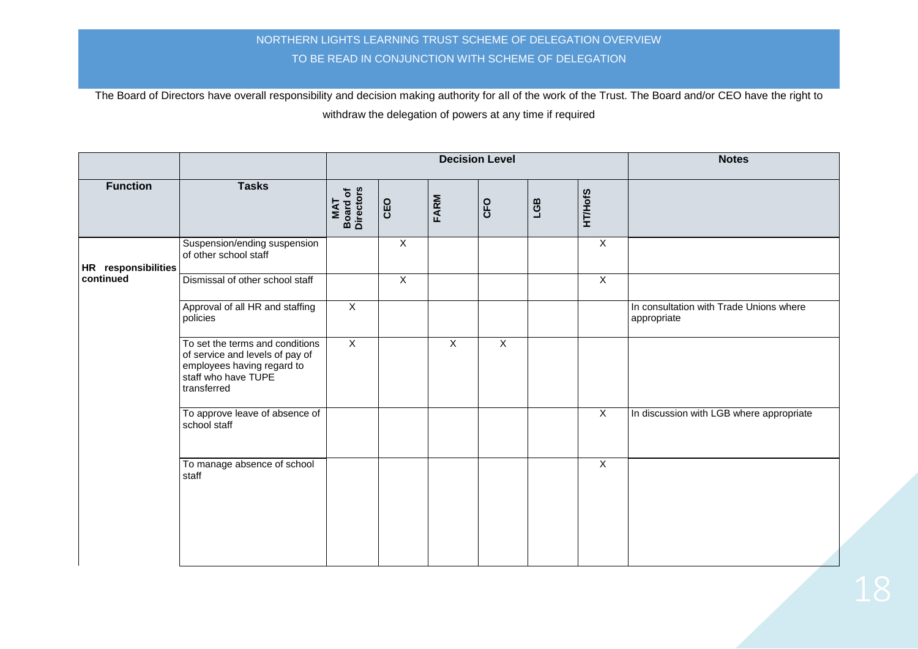NORTHERN LIGHTS LEARNING TRUST SCHEME OF DELEGATION OVERVIEW

TO BE READ IN CONJUNCTION WITH SCHEME OF DELEGATION

The Board of Directors have overall responsibility and decision making authority for all of the work of the Trust. The Board and/or CEO have the right to withdraw the delegation of powers at any time if required

| | | Decision Level | | | | | | Notes |
|---|---|---|---|---|---|---|---|---|
| **Function** | **Tasks** | **MAT Board of Directors** | **CEO** | **FARM** | **CFO** | **LGB** | **HT/HofS** | |
| **HR responsibilities continued** | Suspension/ending suspension of other school staff | | X | | | | X | |
| | Dismissal of other school staff | | X | | | | X | |
| | Approval of all HR and staffing policies | X | | | | | | In consultation with Trade Unions where appropriate |
| | To set the terms and conditions of service and levels of pay of employees having regard to staff who have TUPE transferred | X | | X | X | | | |
| | To approve leave of absence of school staff | | | | | | X | In discussion with LGB where appropriate |
| | To manage absence of school staff | | | | | | X | |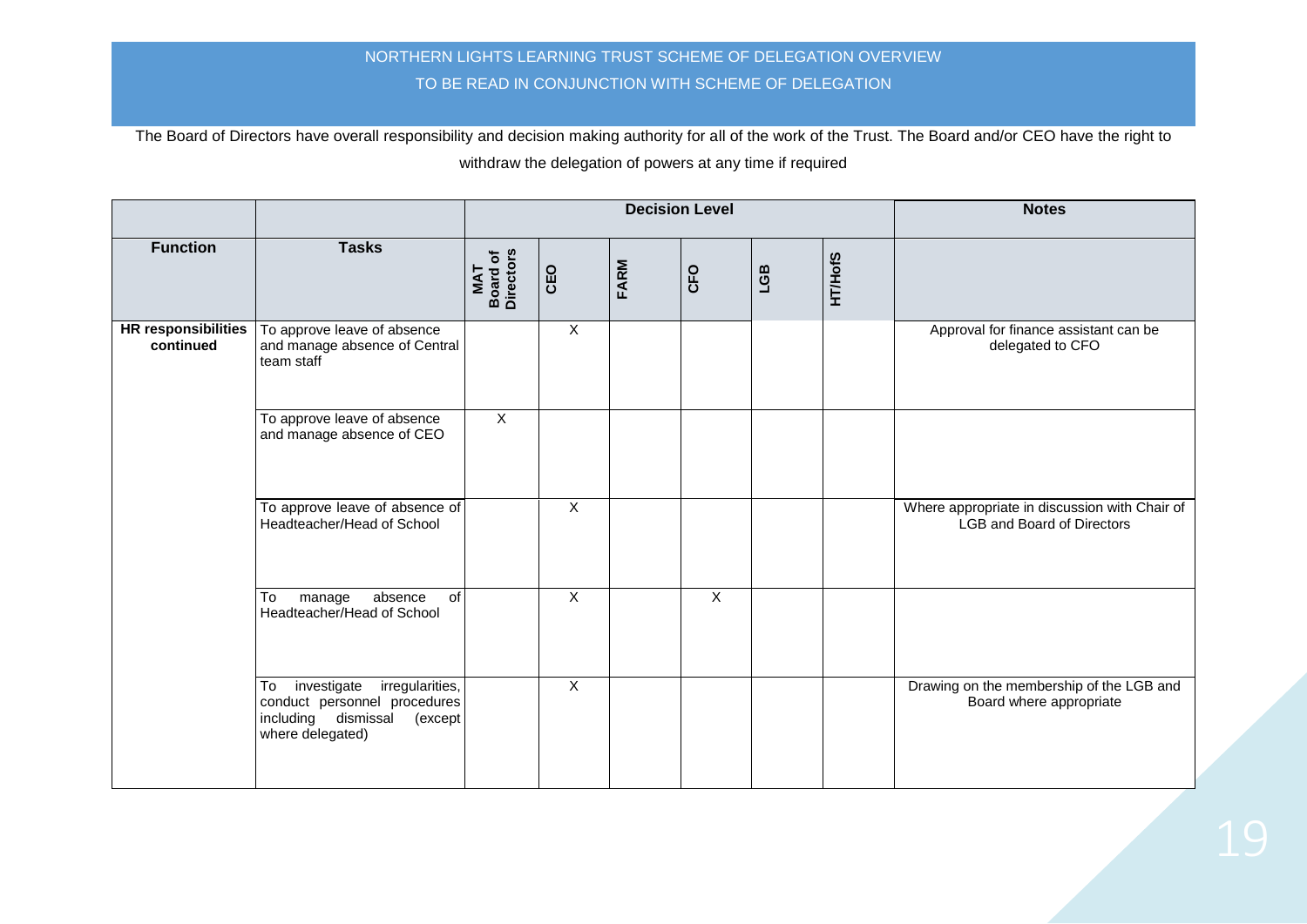NORTHERN LIGHTS LEARNING TRUST SCHEME OF DELEGATION OVERVIEW

TO BE READ IN CONJUNCTION WITH SCHEME OF DELEGATION

The Board of Directors have overall responsibility and decision making authority for all of the work of the Trust. The Board and/or CEO have the right to withdraw the delegation of powers at any time if required

| | | Decision Level | | | | | | Notes |
|---|---|---|---|---|---|---|---|---|
| **Function** | **Tasks** | **MAT Board of Directors** | **CEO** | **FARM** | **CFO** | **LGB** | **HT/HofS** | |
| **HR responsibilities continued** | To approve leave of absence and manage absence of Central team staff | | X | | | | | Approval for finance assistant can be delegated to CFO |
| | To approve leave of absence and manage absence of CEO | X | | | | | | |
| | To approve leave of absence of Headteacher/Head of School | | X | | | | | Where appropriate in discussion with Chair of LGB and Board of Directors |
| | To manage absence of Headteacher/Head of School | | X | | X | | | |
| | To investigate irregularities, conduct personnel procedures including dismissal (except where delegated) | | X | | | | | Drawing on the membership of the LGB and Board where appropriate |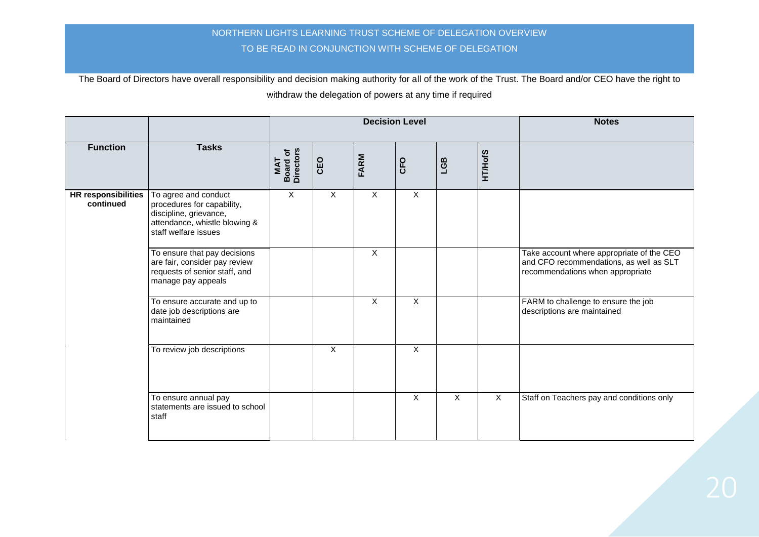NORTHERN LIGHTS LEARNING TRUST SCHEME OF DELEGATION OVERVIEW

TO BE READ IN CONJUNCTION WITH SCHEME OF DELEGATION

The Board of Directors have overall responsibility and decision making authority for all of the work of the Trust. The Board and/or CEO have the right to withdraw the delegation of powers at any time if required

| | | Decision Level | | | | | | Notes |
|---|---|---|---|---|---|---|---|---|
| **Function** | **Tasks** | **MAT Board of Directors** | **CEO** | **FARM** | **CFO** | **LGB** | **HT/HofS** | |
| **HR responsibilities continued** | To agree and conduct procedures for capability, discipline, grievance, attendance, whistle blowing & staff welfare issues | X | X | X | X | | | |
| | To ensure that pay decisions are fair, consider pay review requests of senior staff, and manage pay appeals | | | X | | | | Take account where appropriate of the CEO and CFO recommendations, as well as SLT recommendations when appropriate |
| | To ensure accurate and up to date job descriptions are maintained | | | X | X | | | FARM to challenge to ensure the job descriptions are maintained |
| | To review job descriptions | | X | | X | | | |
| | To ensure annual pay statements are issued to school staff | | | | X | X | X | Staff on Teachers pay and conditions only |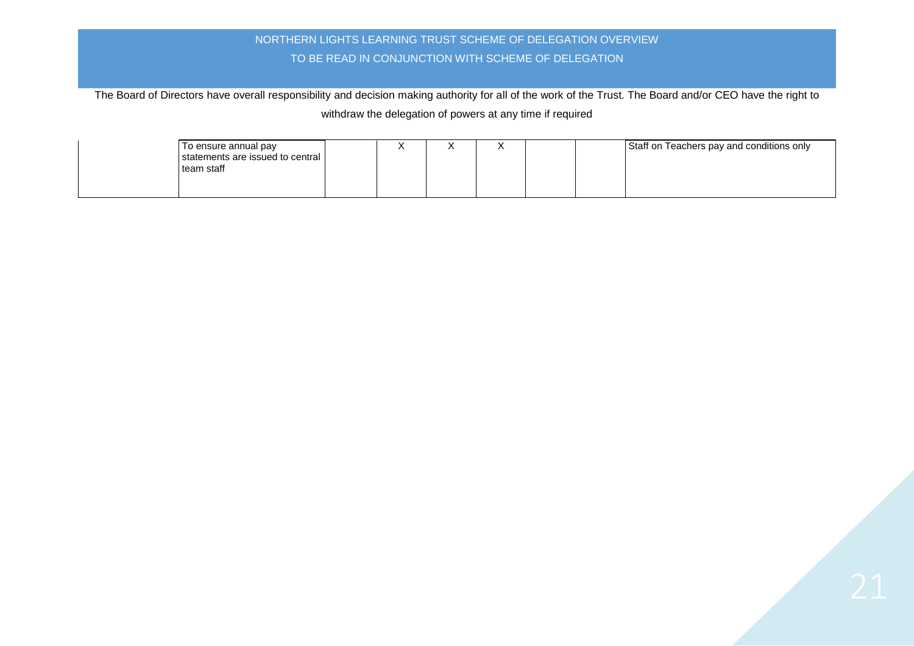NORTHERN LIGHTS LEARNING TRUST SCHEME OF DELEGATION OVERVIEW

TO BE READ IN CONJUNCTION WITH SCHEME OF DELEGATION

The Board of Directors have overall responsibility and decision making authority for all of the work of the Trust. The Board and/or CEO have the right to withdraw the delegation of powers at any time if required

| | | | | | | | | |
|---|---|---|---|---|---|---|---|---|
| | To ensure annual pay statements are issued to central team staff | | X | X | X | | | Staff on Teachers pay and conditions only |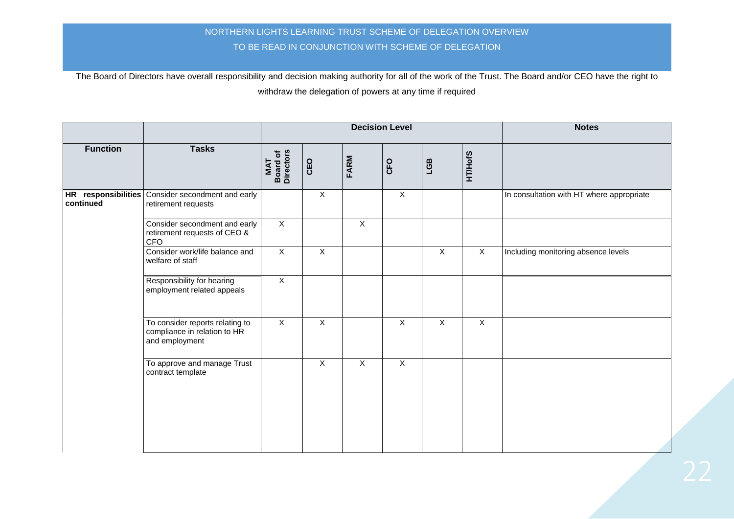NORTHERN LIGHTS LEARNING TRUST SCHEME OF DELEGATION OVERVIEW

TO BE READ IN CONJUNCTION WITH SCHEME OF DELEGATION

The Board of Directors have overall responsibility and decision making authority for all of the work of the Trust. The Board and/or CEO have the right to withdraw the delegation of powers at any time if required

| | | Decision Level | | | | | | Notes |
|---|---|---|---|---|---|---|---|---|
| **Function** | **Tasks** | **MAT Board of Directors** | **CEO** | **FARM** | **CFO** | **LGB** | **HT/HofS** | |
| **HR responsibilities continued** | Consider secondment and early retirement requests | | X | | X | | | In consultation with HT where appropriate |
| | Consider secondment and early retirement requests of CEO & CFO | X | | X | | | | |
| | Consider work/life balance and welfare of staff | X | X | | | X | X | Including monitoring absence levels |
| | Responsibility for hearing employment related appeals | X | | | | | | |
| | To consider reports relating to compliance in relation to HR and employment | X | X | | X | X | X | |
| | To approve and manage Trust contract template | | X | X | X | | | |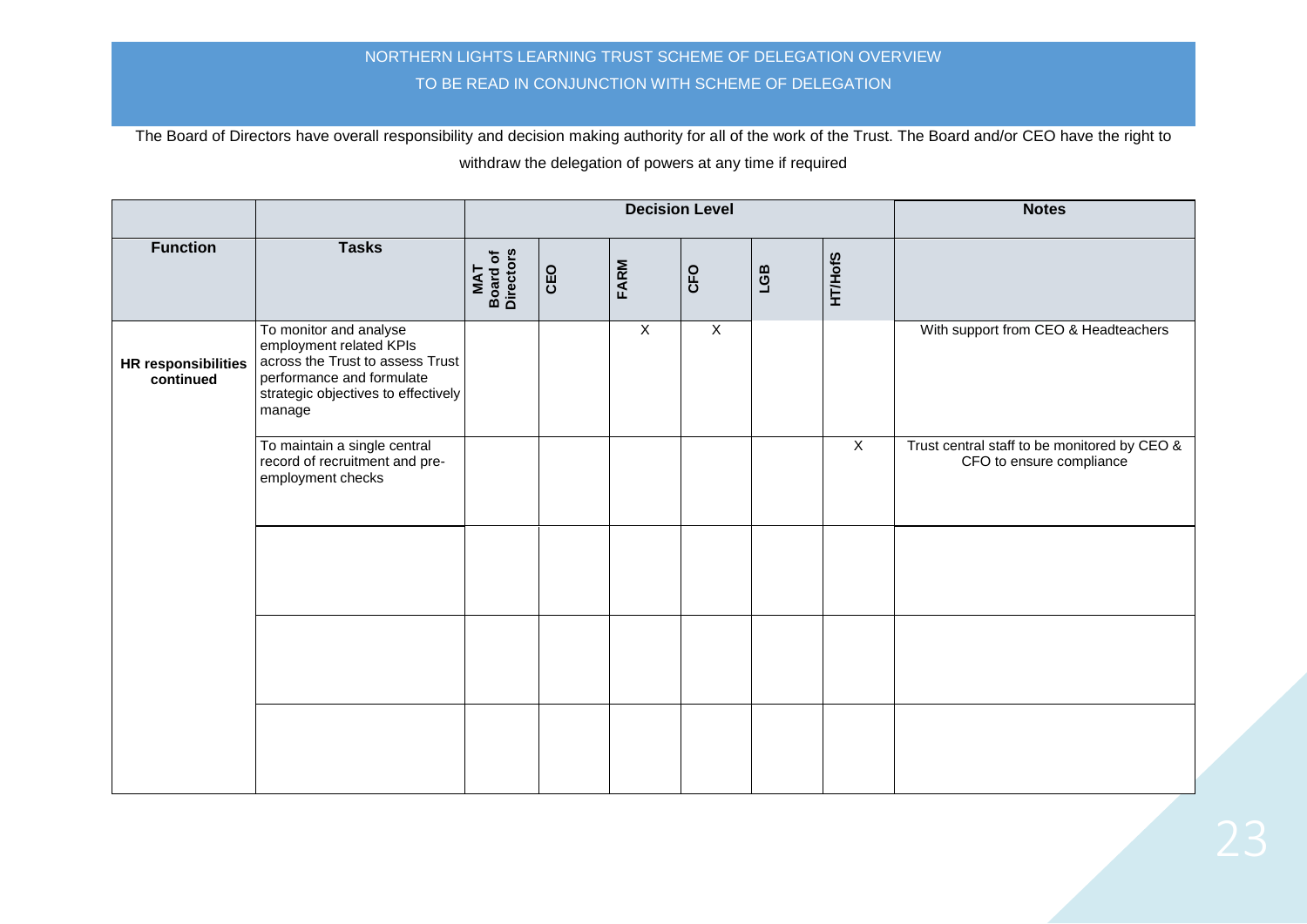NORTHERN LIGHTS LEARNING TRUST SCHEME OF DELEGATION OVERVIEW

TO BE READ IN CONJUNCTION WITH SCHEME OF DELEGATION

The Board of Directors have overall responsibility and decision making authority for all of the work of the Trust. The Board and/or CEO have the right to withdraw the delegation of powers at any time if required

| | | Decision Level | | | | | | Notes |
|---|---|---|---|---|---|---|---|---|
| **Function** | **Tasks** | **MAT Board of Directors** | **CEO** | **FARM** | **CFO** | **LGB** | **HT/HofS** | |
| **HR responsibilities continued** | To monitor and analyse employment related KPIs across the Trust to assess Trust performance and formulate strategic objectives to effectively manage | | | X | X | | | With support from CEO & Headteachers |
| | To maintain a single central record of recruitment and pre-employment checks | | | | | | X | Trust central staff to be monitored by CEO & CFO to ensure compliance |
| | | | | | | | | |
| | | | | | | | | |
| | | | | | | | | |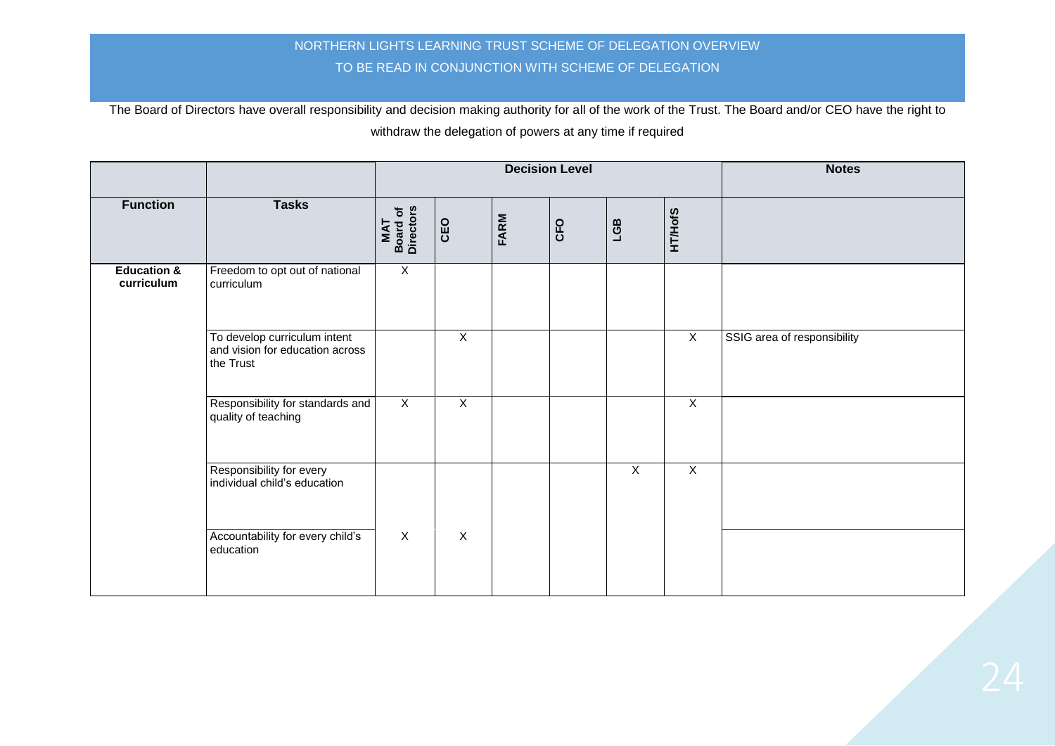NORTHERN LIGHTS LEARNING TRUST SCHEME OF DELEGATION OVERVIEW

TO BE READ IN CONJUNCTION WITH SCHEME OF DELEGATION

The Board of Directors have overall responsibility and decision making authority for all of the work of the Trust. The Board and/or CEO have the right to withdraw the delegation of powers at any time if required

| | | Decision Level | | | | | | Notes |
|---|---|---|---|---|---|---|---|---|
| **Function** | **Tasks** | **MAT Board of Directors** | **CEO** | **FARM** | **CFO** | **LGB** | **HT/HofS** | |
| **Education & curriculum** | Freedom to opt out of national curriculum | X | | | | | | |
| | To develop curriculum intent and vision for education across the Trust | | X | | | | X | SSIG area of responsibility |
| | Responsibility for standards and quality of teaching | X | X | | | | X | |
| | Responsibility for every individual child's education | | | | | X | X | |
| | Accountability for every child's education | X | X | | | | | |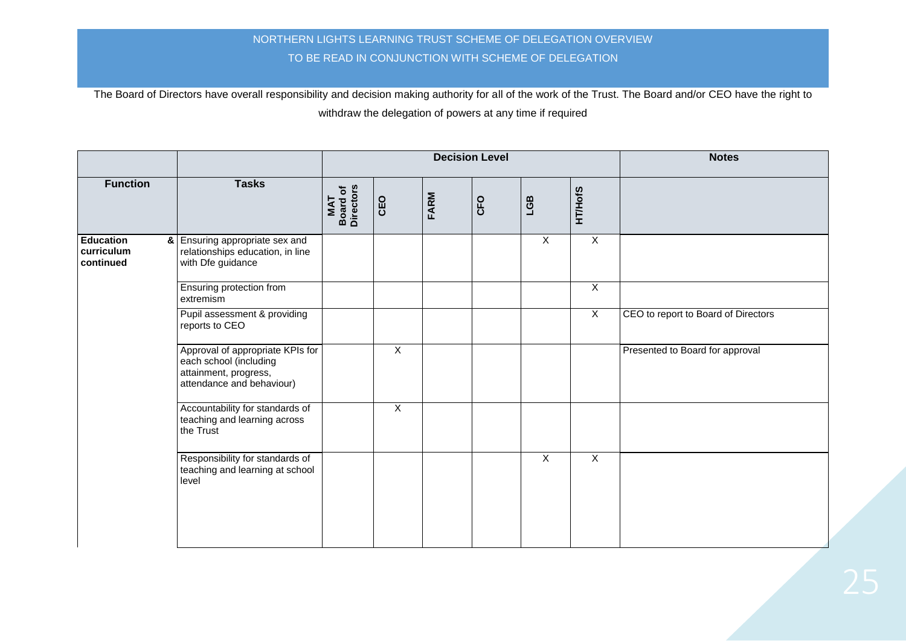NORTHERN LIGHTS LEARNING TRUST SCHEME OF DELEGATION OVERVIEW

TO BE READ IN CONJUNCTION WITH SCHEME OF DELEGATION

The Board of Directors have overall responsibility and decision making authority for all of the work of the Trust. The Board and/or CEO have the right to withdraw the delegation of powers at any time if required

| | | Decision Level | | | | | | Notes |
|---|---|---|---|---|---|---|---|---|
| **Function** | **Tasks** | **MAT Board of Directors** | **CEO** | **FARM** | **CFO** | **LGB** | **HT/HofS** | |
| **Education & curriculum continued** | Ensuring appropriate sex and relationships education, in line with Dfe guidance | | | | | X | X | |
| | Ensuring protection from extremism | | | | | | X | |
| | Pupil assessment & providing reports to CEO | | | | | | X | CEO to report to Board of Directors |
| | Approval of appropriate KPIs for each school (including attainment, progress, attendance and behaviour) | | X | | | | | Presented to Board for approval |
| | Accountability for standards of teaching and learning across the Trust | | X | | | | | |
| | Responsibility for standards of teaching and learning at school level | | | | | X | X | |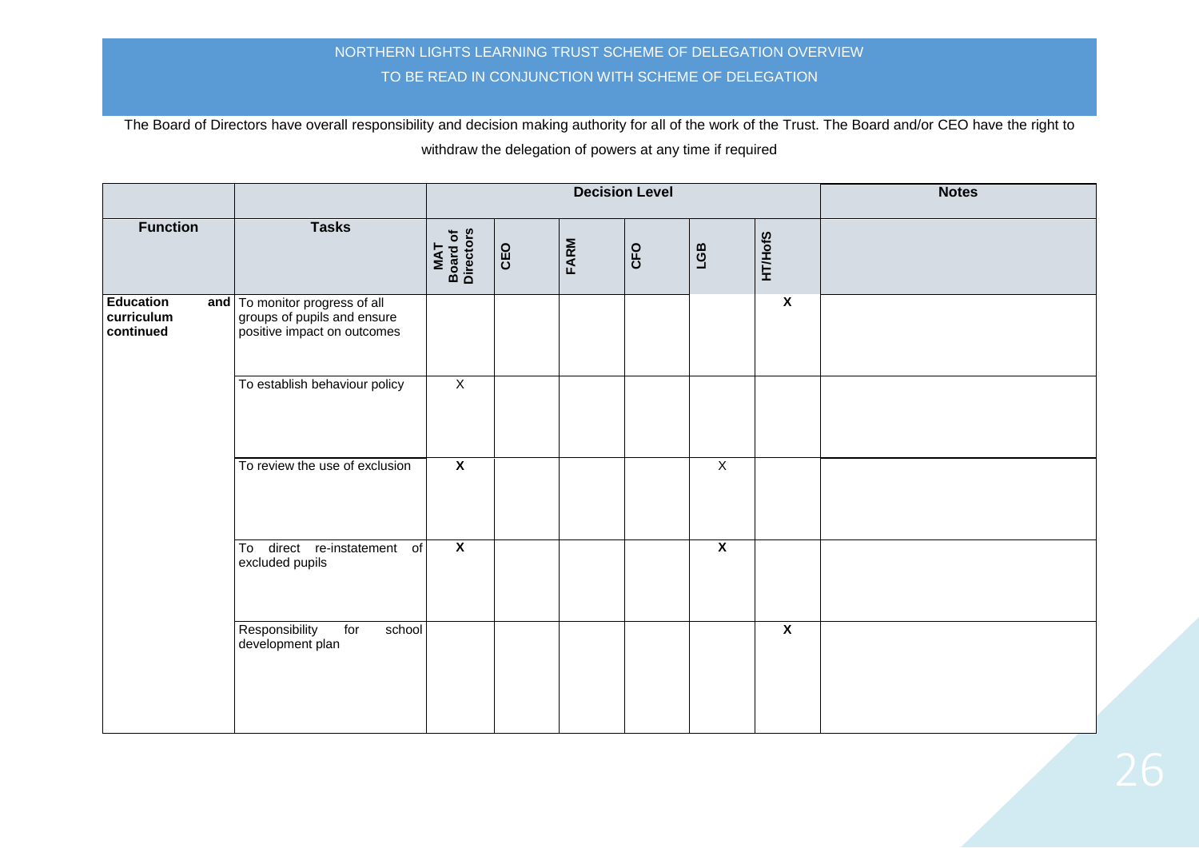NORTHERN LIGHTS LEARNING TRUST SCHEME OF DELEGATION OVERVIEW

TO BE READ IN CONJUNCTION WITH SCHEME OF DELEGATION

The Board of Directors have overall responsibility and decision making authority for all of the work of the Trust. The Board and/or CEO have the right to withdraw the delegation of powers at any time if required

| | | Decision Level | | | | | | Notes |
|---|---|---|---|---|---|---|---|---|
| **Function** | **Tasks** | **MAT Board of Directors** | **CEO** | **FARM** | **CFO** | **LGB** | **HT/HofS** | |
| **Education and curriculum continued** | To monitor progress of all groups of pupils and ensure positive impact on outcomes | | | | | | **X** | |
| | To establish behaviour policy | X | | | | | | |
| | To review the use of exclusion | **X** | | | | X | | |
| | To direct re-instatement of excluded pupils | **X** | | | | **X** | | |
| | Responsibility for school development plan | | | | | | **X** | |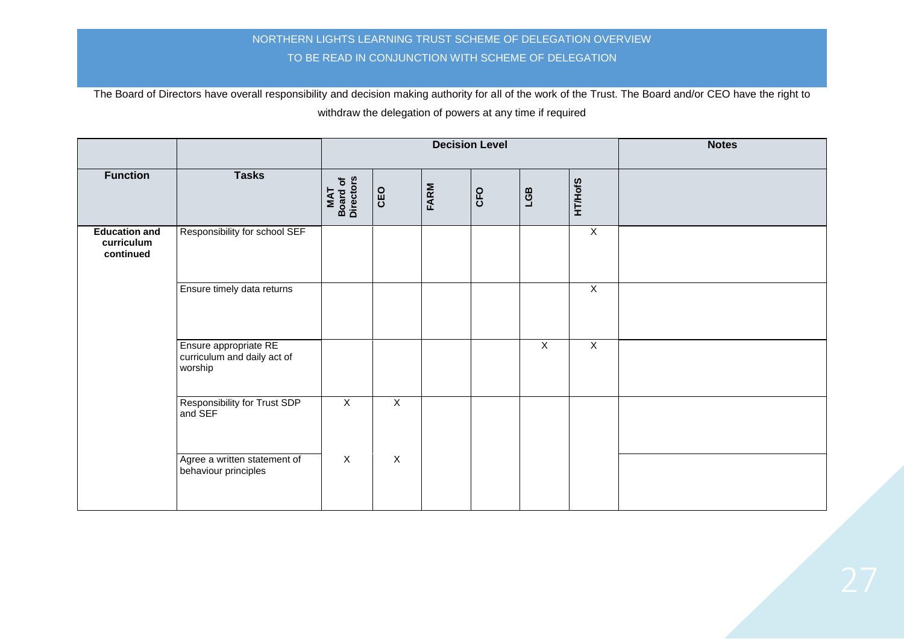NORTHERN LIGHTS LEARNING TRUST SCHEME OF DELEGATION OVERVIEW

TO BE READ IN CONJUNCTION WITH SCHEME OF DELEGATION

The Board of Directors have overall responsibility and decision making authority for all of the work of the Trust. The Board and/or CEO have the right to withdraw the delegation of powers at any time if required

| | | Decision Level | | | | | | Notes |
|---|---|---|---|---|---|---|---|---|
| **Function** | **Tasks** | **MAT Board of Directors** | **CEO** | **FARM** | **CFO** | **LGB** | **HT/HofS** | |
| **Education and curriculum continued** | Responsibility for school SEF | | | | | | X | |
| | Ensure timely data returns | | | | | | X | |
| | Ensure appropriate RE curriculum and daily act of worship | | | | | X | X | |
| | Responsibility for Trust SDP and SEF | X | X | | | | | |
| | Agree a written statement of behaviour principles | X | X | | | | | |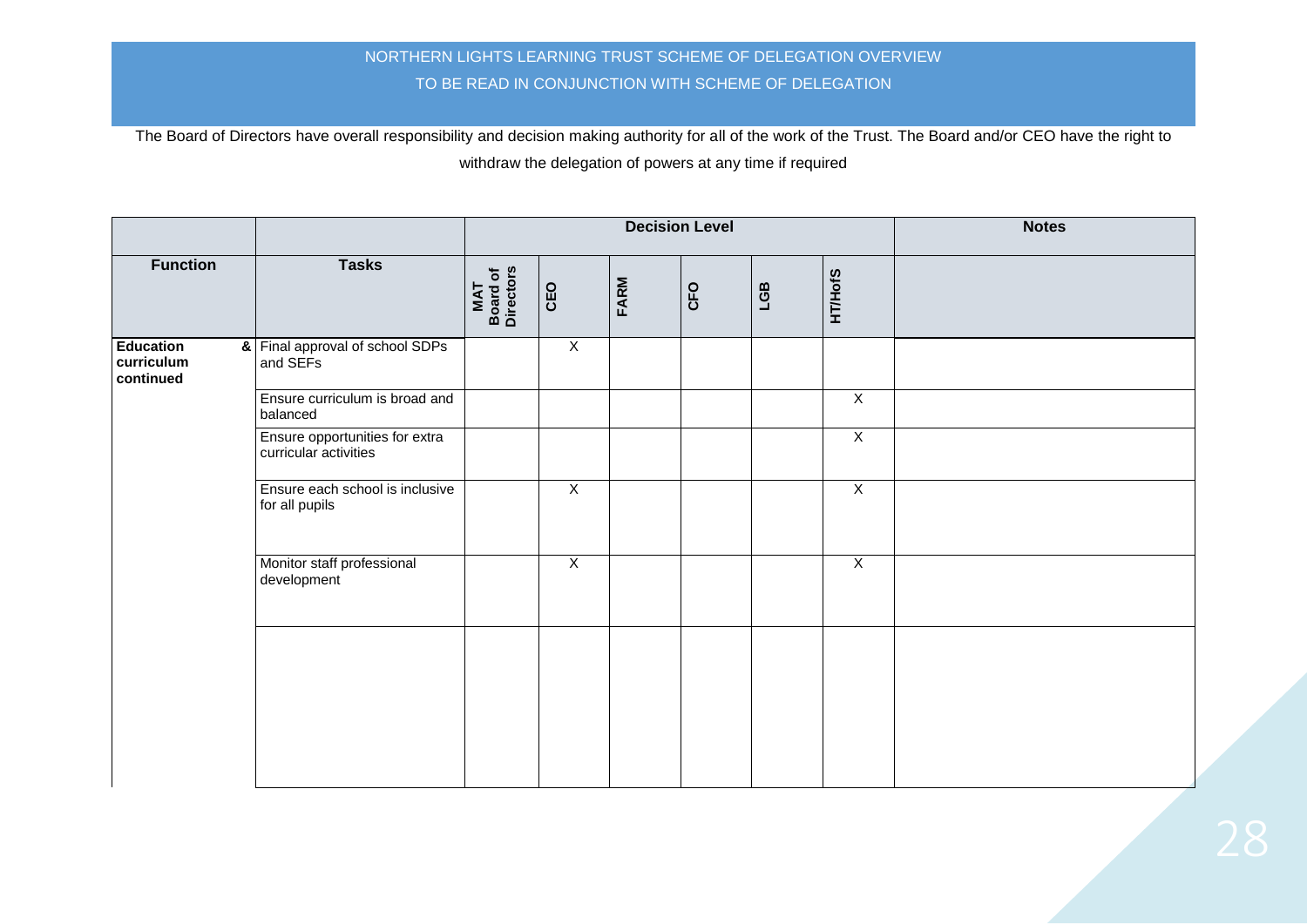NORTHERN LIGHTS LEARNING TRUST SCHEME OF DELEGATION OVERVIEW

TO BE READ IN CONJUNCTION WITH SCHEME OF DELEGATION

The Board of Directors have overall responsibility and decision making authority for all of the work of the Trust. The Board and/or CEO have the right to withdraw the delegation of powers at any time if required

| | | Decision Level | | | | | | Notes |
|---|---|---|---|---|---|---|---|---|
| **Function** | **Tasks** | **MAT Board of Directors** | **CEO** | **FARM** | **CFO** | **LGB** | **HT/HofS** | |
| **Education & curriculum continued** | Final approval of school SDPs and SEFs | | X | | | | | |
| | Ensure curriculum is broad and balanced | | | | | | X | |
| | Ensure opportunities for extra curricular activities | | | | | | X | |
| | Ensure each school is inclusive for all pupils | | X | | | | X | |
| | Monitor staff professional development | | X | | | | X | |
| | | | | | | | | |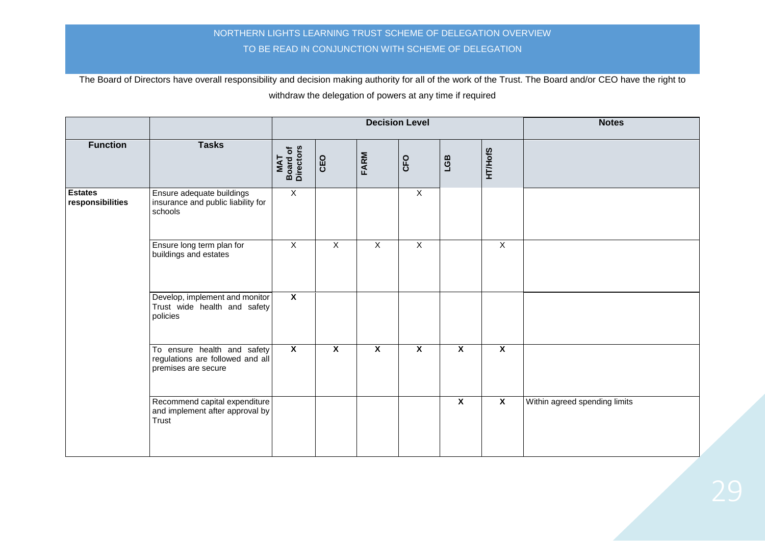NORTHERN LIGHTS LEARNING TRUST SCHEME OF DELEGATION OVERVIEW

TO BE READ IN CONJUNCTION WITH SCHEME OF DELEGATION

The Board of Directors have overall responsibility and decision making authority for all of the work of the Trust. The Board and/or CEO have the right to withdraw the delegation of powers at any time if required

| | | Decision Level | | | | | | Notes |
|---|---|---|---|---|---|---|---|---|
| **Function** | **Tasks** | **MAT Board of Directors** | **CEO** | **FARM** | **CFO** | **LGB** | **HT/HofS** | |
| **Estates responsibilities** | Ensure adequate buildings insurance and public liability for schools | X | | | X | | | |
| | Ensure long term plan for buildings and estates | X | X | X | X | | X | |
| | Develop, implement and monitor Trust wide health and safety policies | **X** | | | | | | |
| | To ensure health and safety regulations are followed and all premises are secure | **X** | **X** | **X** | **X** | **X** | **X** | |
| | Recommend capital expenditure and implement after approval by Trust | | | | | **X** | **X** | Within agreed spending limits |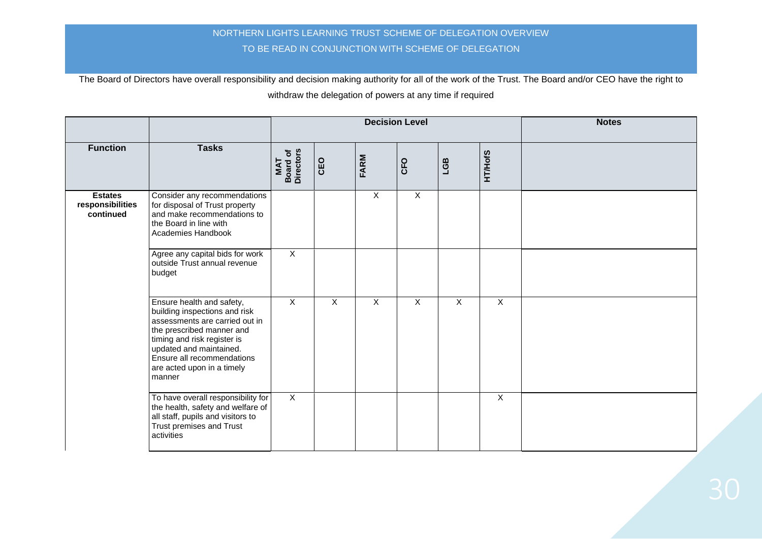NORTHERN LIGHTS LEARNING TRUST SCHEME OF DELEGATION OVERVIEW

TO BE READ IN CONJUNCTION WITH SCHEME OF DELEGATION

The Board of Directors have overall responsibility and decision making authority for all of the work of the Trust. The Board and/or CEO have the right to withdraw the delegation of powers at any time if required

| | | Decision Level | | | | | | Notes |
|---|---|---|---|---|---|---|---|---|
| **Function** | **Tasks** | **MAT Board of Directors** | **CEO** | **FARM** | **CFO** | **LGB** | **HT/HofS** | |
| **Estates responsibilities continued** | Consider any recommendations for disposal of Trust property and make recommendations to the Board in line with Academies Handbook | | | X | X | | | |
| | Agree any capital bids for work outside Trust annual revenue budget | X | | | | | | |
| | Ensure health and safety, building inspections and risk assessments are carried out in the prescribed manner and timing and risk register is updated and maintained. Ensure all recommendations are acted upon in a timely manner | X | X | X | X | X | X | |
| | To have overall responsibility for the health, safety and welfare of all staff, pupils and visitors to Trust premises and Trust activities | X | | | | | X | |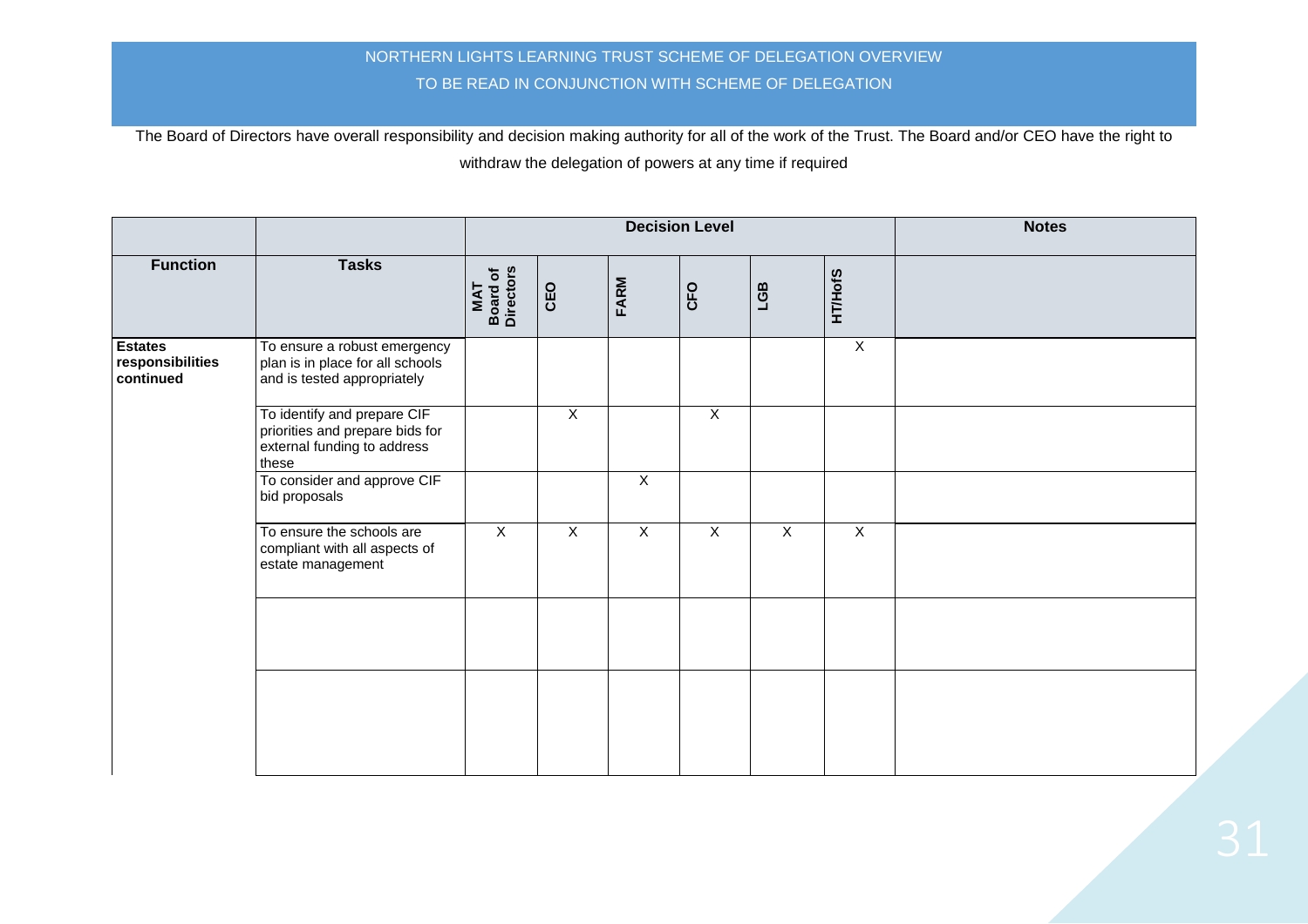NORTHERN LIGHTS LEARNING TRUST SCHEME OF DELEGATION OVERVIEW

TO BE READ IN CONJUNCTION WITH SCHEME OF DELEGATION

The Board of Directors have overall responsibility and decision making authority for all of the work of the Trust. The Board and/or CEO have the right to withdraw the delegation of powers at any time if required

| | | Decision Level | | | | | | Notes |
|---|---|---|---|---|---|---|---|---|
| **Function** | **Tasks** | **MAT Board of Directors** | **CEO** | **FARM** | **CFO** | **LGB** | **HT/HofS** | |
| **Estates responsibilities continued** | To ensure a robust emergency plan is in place for all schools and is tested appropriately | | | | | | X | |
| | To identify and prepare CIF priorities and prepare bids for external funding to address these | | X | | X | | | |
| | To consider and approve CIF bid proposals | | | X | | | | |
| | To ensure the schools are compliant with all aspects of estate management | X | X | X | X | X | X | |
| | | | | | | | | |
| | | | | | | | | |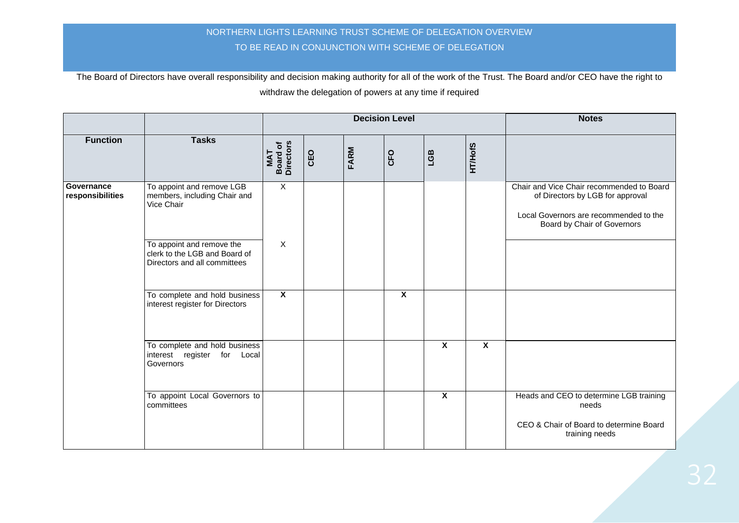NORTHERN LIGHTS LEARNING TRUST SCHEME OF DELEGATION OVERVIEW

TO BE READ IN CONJUNCTION WITH SCHEME OF DELEGATION

The Board of Directors have overall responsibility and decision making authority for all of the work of the Trust. The Board and/or CEO have the right to withdraw the delegation of powers at any time if required

| | | Decision Level | | | | | | Notes |
|---|---|---|---|---|---|---|---|---|
| **Function** | **Tasks** | **MAT Board of Directors** | **CEO** | **FARM** | **CFO** | **LGB** | **HT/HofS** | |
| **Governance responsibilities** | To appoint and remove LGB members, including Chair and Vice Chair | X | | | | | | Chair and Vice Chair recommended to Board of Directors by LGB for approval<br><br>Local Governors are recommended to the Board by Chair of Governors |
| | To appoint and remove the clerk to the LGB and Board of Directors and all committees | X | | | | | | |
| | To complete and hold business interest register for Directors | **X** | | | **X** | | | |
| | To complete and hold business interest register for Local Governors | | | | | **X** | **X** | |
| | To appoint Local Governors to committees | | | | | **X** | | Heads and CEO to determine LGB training needs<br><br>CEO & Chair of Board to determine Board training needs |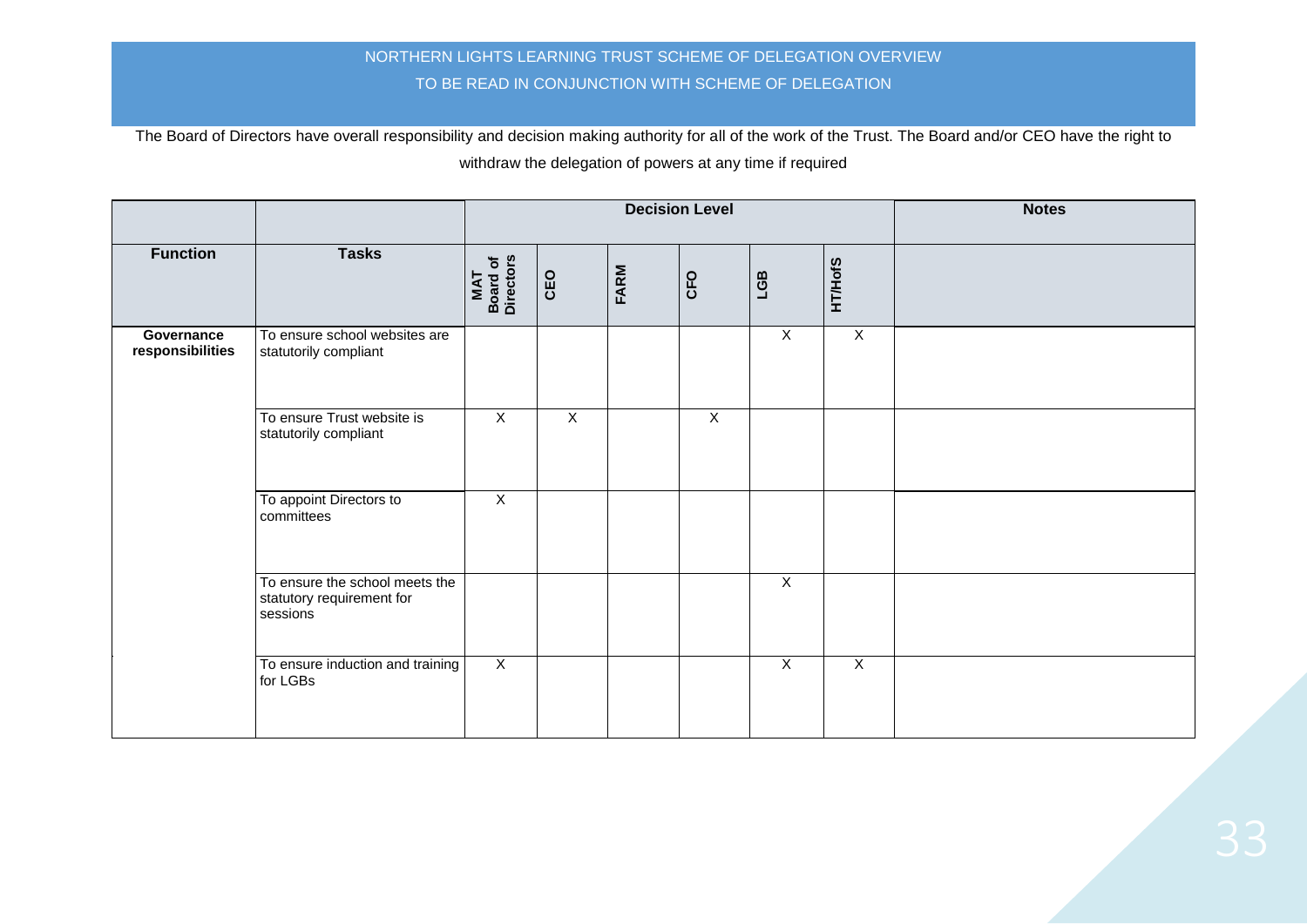NORTHERN LIGHTS LEARNING TRUST SCHEME OF DELEGATION OVERVIEW

TO BE READ IN CONJUNCTION WITH SCHEME OF DELEGATION

The Board of Directors have overall responsibility and decision making authority for all of the work of the Trust. The Board and/or CEO have the right to withdraw the delegation of powers at any time if required

| | | Decision Level | | | | | | Notes |
|---|---|---|---|---|---|---|---|---|
| **Function** | **Tasks** | **MAT Board of Directors** | **CEO** | **FARM** | **CFO** | **LGB** | **HT/HofS** | |
| **Governance responsibilities** | To ensure school websites are statutorily compliant | | | | | X | X | |
| | To ensure Trust website is statutorily compliant | X | X | | X | | | |
| | To appoint Directors to committees | X | | | | | | |
| | To ensure the school meets the statutory requirement for sessions | | | | | X | | |
| | To ensure induction and training for LGBs | X | | | | X | X | |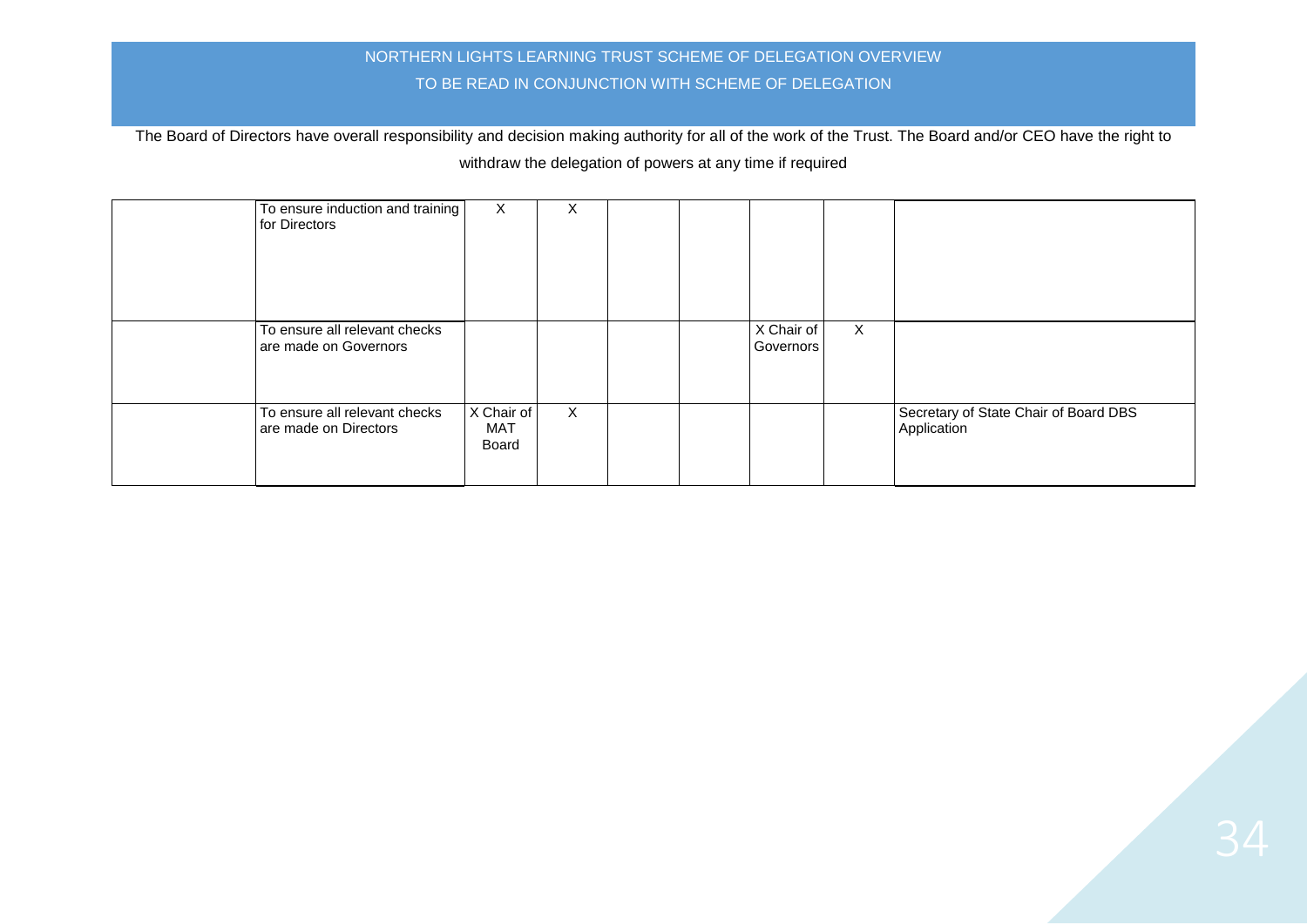NORTHERN LIGHTS LEARNING TRUST SCHEME OF DELEGATION OVERVIEW

TO BE READ IN CONJUNCTION WITH SCHEME OF DELEGATION

The Board of Directors have overall responsibility and decision making authority for all of the work of the Trust. The Board and/or CEO have the right to withdraw the delegation of powers at any time if required

| | | | | | | | | |
|---|---|---|---|---|---|---|---|---|
| | To ensure induction and training for Directors | X | X | | | | | |
| | To ensure all relevant checks are made on Governors | | | | | X Chair of Governors | X | |
| | To ensure all relevant checks are made on Directors | X Chair of MAT Board | X | | | | | Secretary of State Chair of Board DBS Application |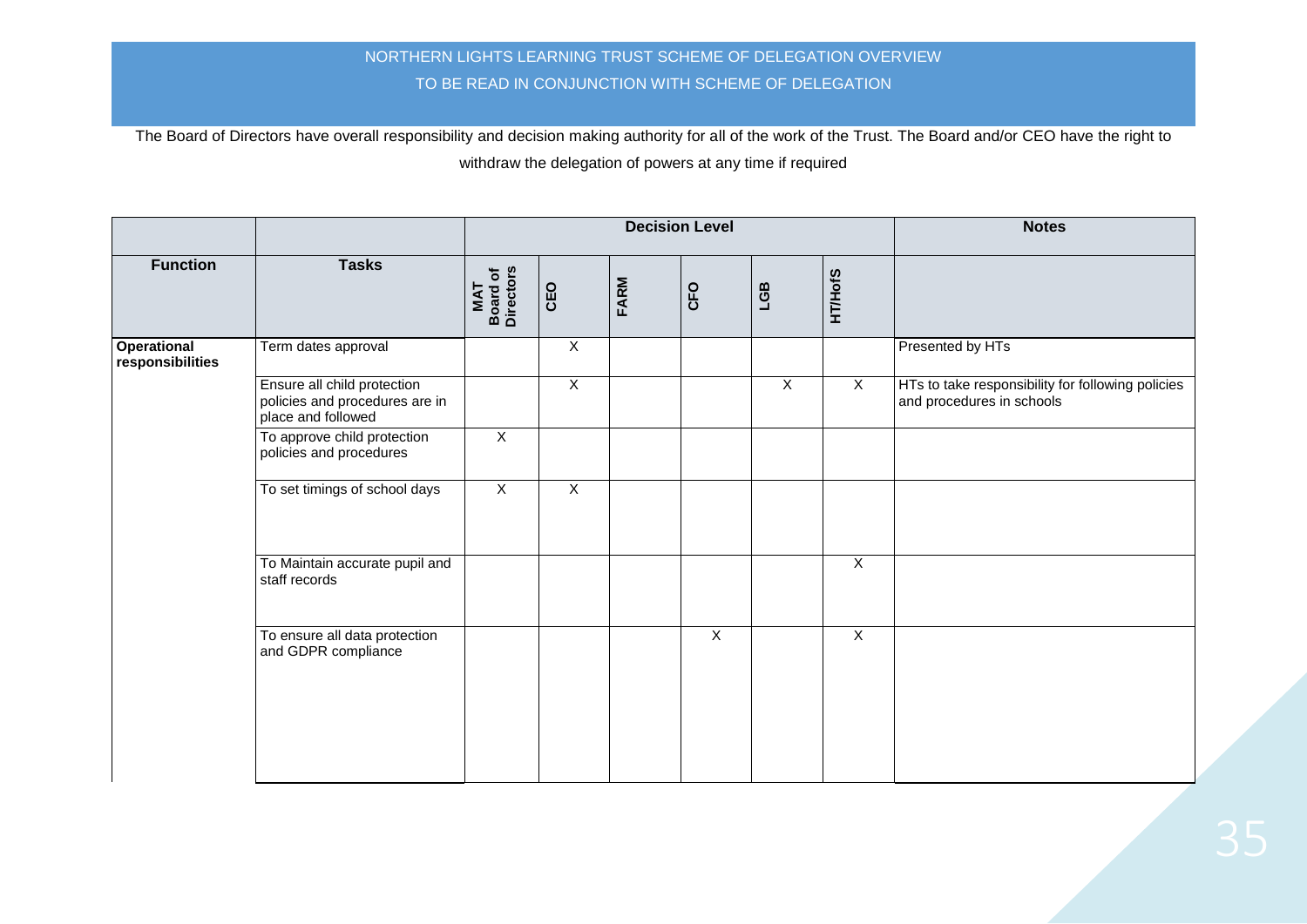NORTHERN LIGHTS LEARNING TRUST SCHEME OF DELEGATION OVERVIEW

TO BE READ IN CONJUNCTION WITH SCHEME OF DELEGATION

The Board of Directors have overall responsibility and decision making authority for all of the work of the Trust. The Board and/or CEO have the right to withdraw the delegation of powers at any time if required

| | | Decision Level | | | | | | Notes |
|---|---|---|---|---|---|---|---|---|
| **Function** | **Tasks** | **MAT Board of Directors** | **CEO** | **FARM** | **CFO** | **LGB** | **HT/HofS** | |
| **Operational responsibilities** | Term dates approval | | X | | | | | Presented by HTs |
| | Ensure all child protection policies and procedures are in place and followed | | X | | | X | X | HTs to take responsibility for following policies and procedures in schools |
| | To approve child protection policies and procedures | X | | | | | | |
| | To set timings of school days | X | X | | | | | |
| | To Maintain accurate pupil and staff records | | | | | | X | |
| | To ensure all data protection and GDPR compliance | | | | X | | X | |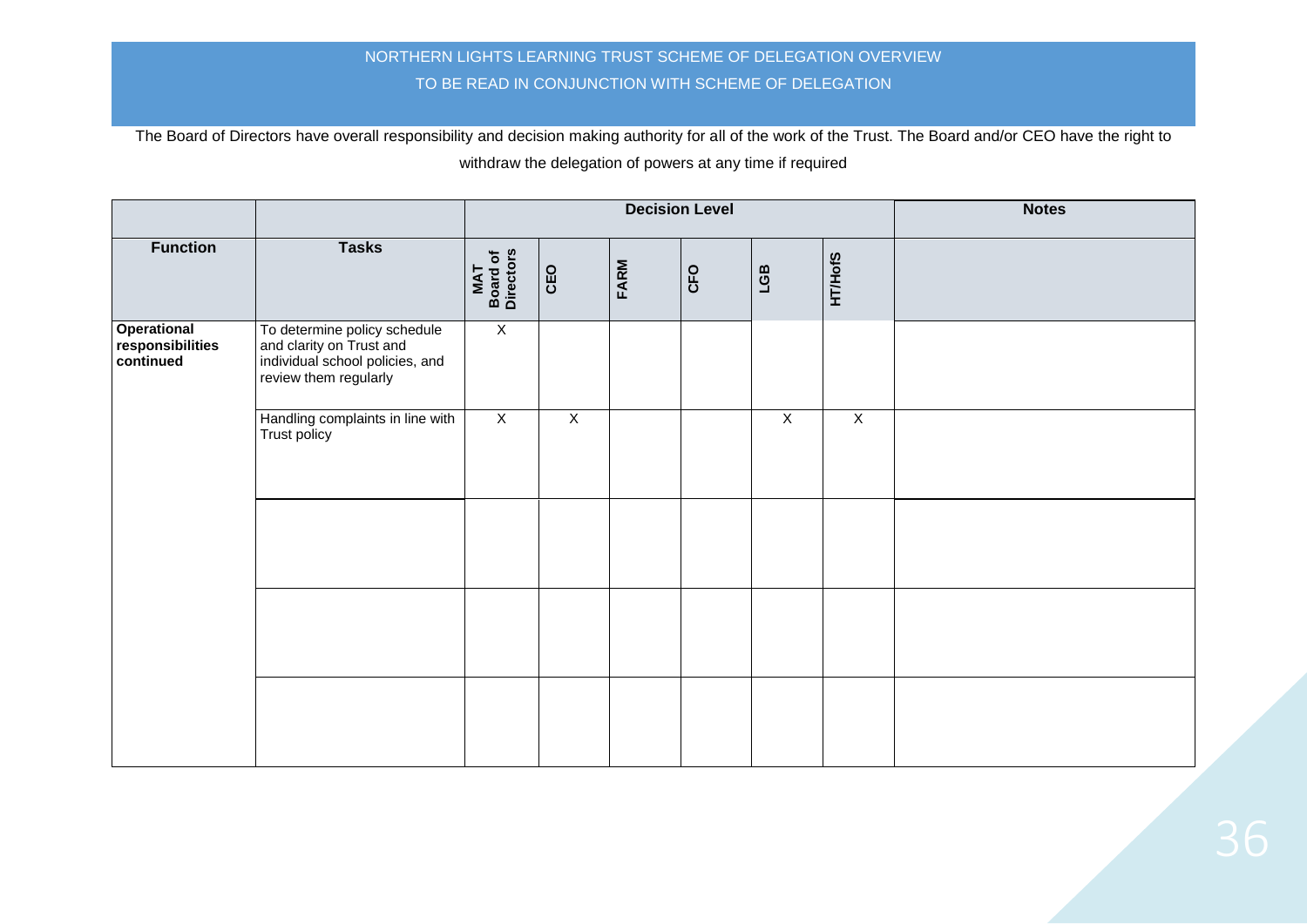NORTHERN LIGHTS LEARNING TRUST SCHEME OF DELEGATION OVERVIEW

TO BE READ IN CONJUNCTION WITH SCHEME OF DELEGATION

The Board of Directors have overall responsibility and decision making authority for all of the work of the Trust. The Board and/or CEO have the right to withdraw the delegation of powers at any time if required

| | | Decision Level | | | | | | Notes |
|---|---|---|---|---|---|---|---|---|
| **Function** | **Tasks** | **MAT Board of Directors** | **CEO** | **FARM** | **CFO** | **LGB** | **HT/HofS** | |
| **Operational responsibilities continued** | To determine policy schedule and clarity on Trust and individual school policies, and review them regularly | X | | | | | | |
| | Handling complaints in line with Trust policy | X | X | | | X | X | |
| | | | | | | | | |
| | | | | | | | | |
| | | | | | | | | |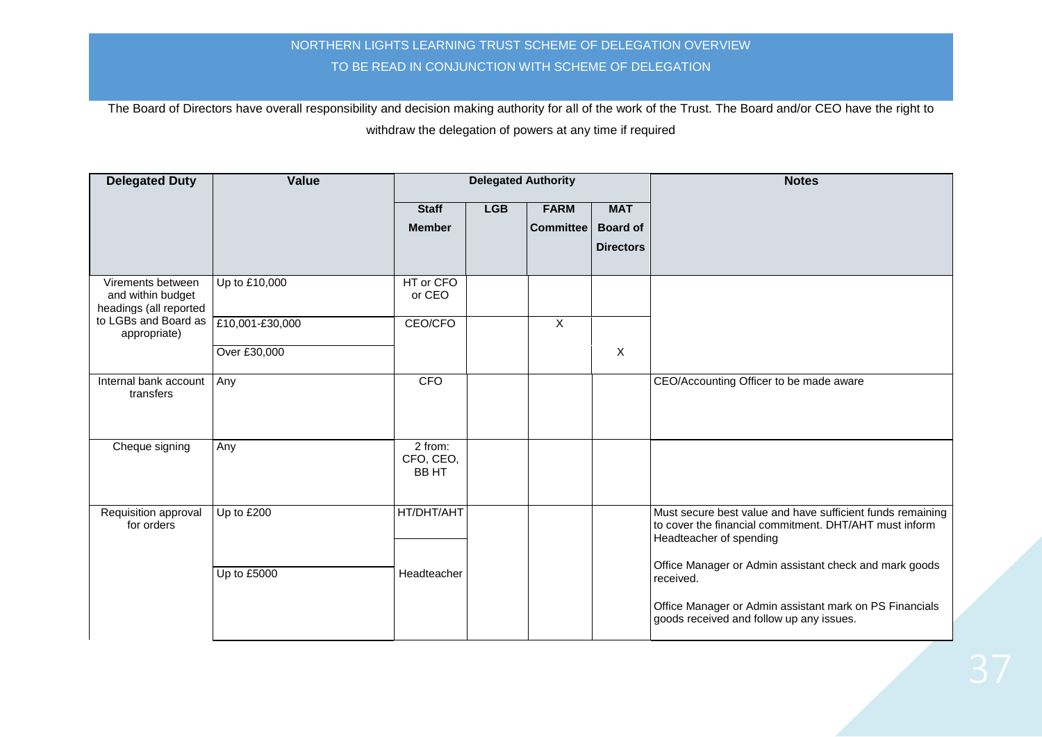NORTHERN LIGHTS LEARNING TRUST SCHEME OF DELEGATION OVERVIEW

TO BE READ IN CONJUNCTION WITH SCHEME OF DELEGATION

The Board of Directors have overall responsibility and decision making authority for all of the work of the Trust. The Board and/or CEO have the right to withdraw the delegation of powers at any time if required

| Delegated Duty | Value | Delegated Authority | | | | Notes |
|---|---|---|---|---|---|---|
| | | Staff Member | LGB | FARM Committee | MAT Board of Directors | |
| Virements between and within budget headings (all reported to LGBs and Board as appropriate) | Up to £10,000 | HT or CFO or CEO | | | | |
| | £10,001-£30,000 | CEO/CFO | | X | | |
| | Over £30,000 | | | | X | |
| Internal bank account transfers | Any | CFO | | | | CEO/Accounting Officer to be made aware |
| Cheque signing | Any | 2 from: CFO, CEO, BB HT | | | | |
| Requisition approval for orders | Up to £200 | HT/DHT/AHT | | | | Must secure best value and have sufficient funds remaining to cover the financial commitment. DHT/AHT must inform Headteacher of spending<br><br>Office Manager or Admin assistant check and mark goods received.<br><br>Office Manager or Admin assistant mark on PS Financials goods received and follow up any issues. |
| | Up to £5000 | Headteacher | | | | |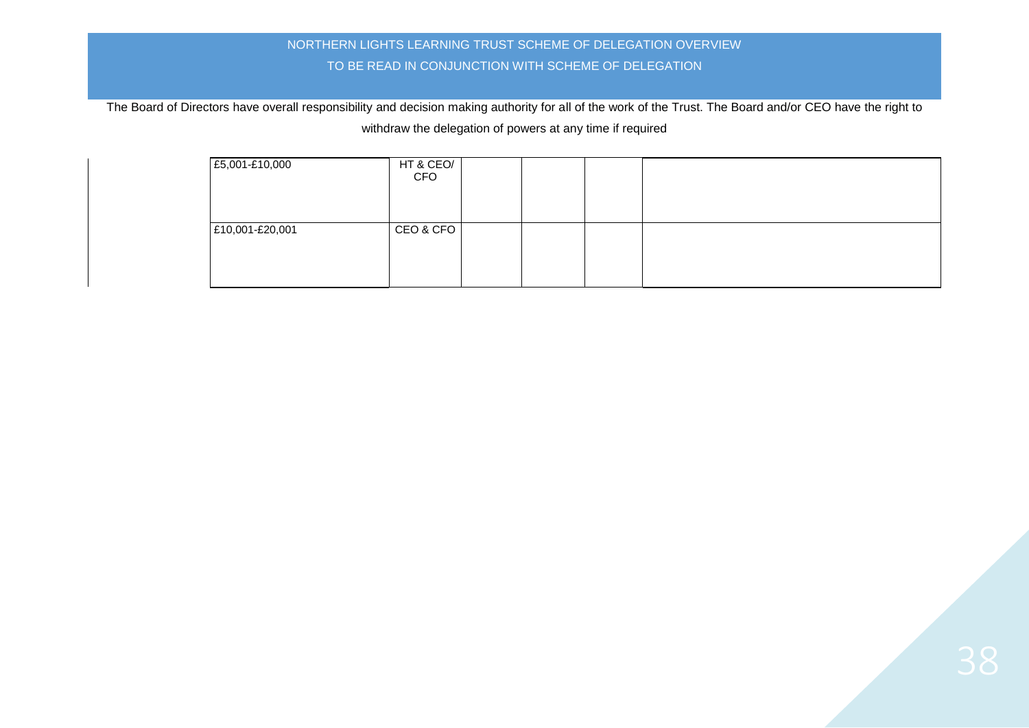NORTHERN LIGHTS LEARNING TRUST SCHEME OF DELEGATION OVERVIEW

TO BE READ IN CONJUNCTION WITH SCHEME OF DELEGATION

The Board of Directors have overall responsibility and decision making authority for all of the work of the Trust. The Board and/or CEO have the right to withdraw the delegation of powers at any time if required

| | | | | | |
|---|---|---|---|---|---|
| £5,001-£10,000 | HT & CEO/ CFO | | | | |
| £10,001-£20,001 | CEO & CFO | | | | |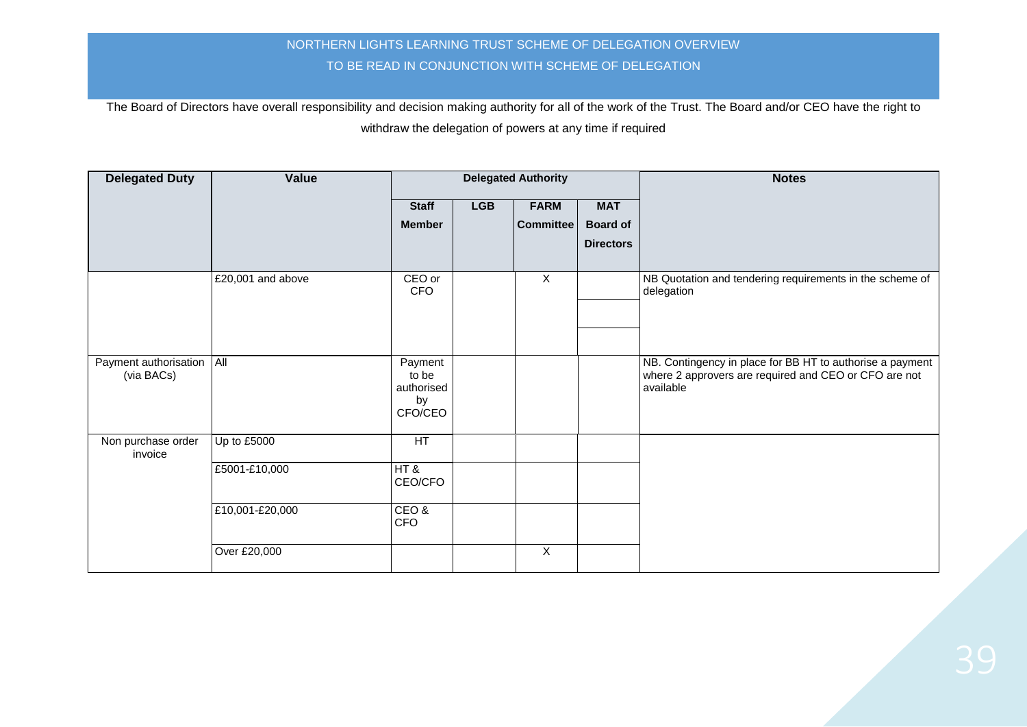NORTHERN LIGHTS LEARNING TRUST SCHEME OF DELEGATION OVERVIEW

TO BE READ IN CONJUNCTION WITH SCHEME OF DELEGATION

The Board of Directors have overall responsibility and decision making authority for all of the work of the Trust. The Board and/or CEO have the right to withdraw the delegation of powers at any time if required

| Delegated Duty | Value | Delegated Authority | | | | Notes |
|---|---|---|---|---|---|---|
| | | Staff Member | LGB | FARM Committee | MAT Board of Directors | |
| | £20,001 and above | CEO or CFO | | X | | NB Quotation and tendering requirements in the scheme of delegation |
| Payment authorisation (via BACs) | All | Payment to be authorised by CFO/CEO | | | | NB. Contingency in place for BB HT to authorise a payment where 2 approvers are required and CEO or CFO are not available |
| Non purchase order invoice | Up to £5000 | HT | | | | |
| | £5001-£10,000 | HT & CEO/CFO | | | | |
| | £10,001-£20,000 | CEO & CFO | | | | |
| | Over £20,000 | | | X | | |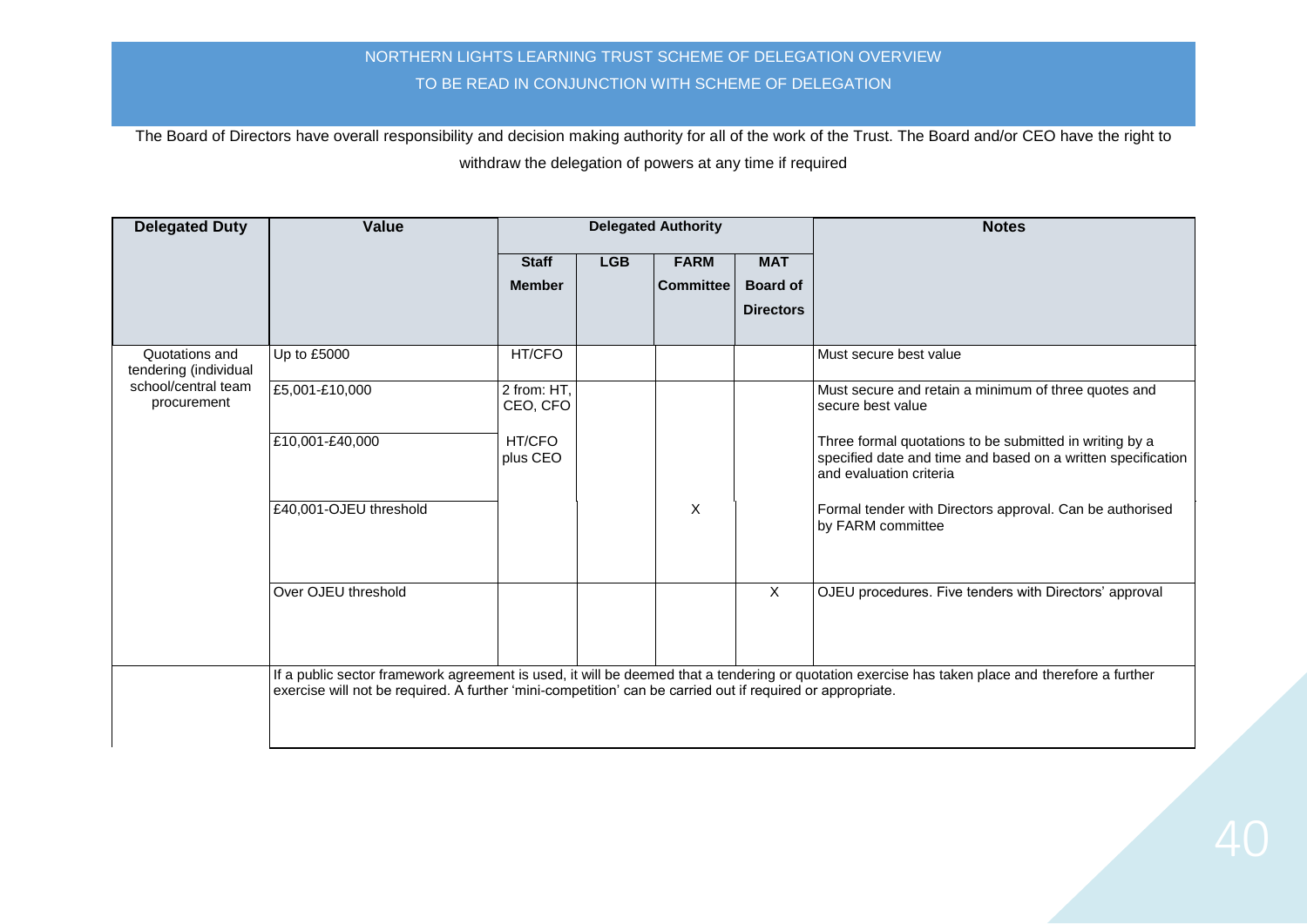NORTHERN LIGHTS LEARNING TRUST SCHEME OF DELEGATION OVERVIEW

TO BE READ IN CONJUNCTION WITH SCHEME OF DELEGATION

The Board of Directors have overall responsibility and decision making authority for all of the work of the Trust. The Board and/or CEO have the right to withdraw the delegation of powers at any time if required

| Delegated Duty | Value | Delegated Authority | | | | Notes |
|---|---|---|---|---|---|---|
| | | Staff Member | LGB | FARM Committee | MAT Board of Directors | |
| Quotations and tendering (individual school/central team procurement | Up to £5000 | HT/CFO | | | | Must secure best value |
| | £5,001-£10,000 | 2 from: HT, CEO, CFO | | | | Must secure and retain a minimum of three quotes and secure best value |
| | £10,001-£40,000 | HT/CFO plus CEO | | | | Three formal quotations to be submitted in writing by a specified date and time and based on a written specification and evaluation criteria |
| | £40,001-OJEU threshold | | | X | | Formal tender with Directors approval. Can be authorised by FARM committee |
| | Over OJEU threshold | | | | X | OJEU procedures. Five tenders with Directors' approval |
| | If a public sector framework agreement is used, it will be deemed that a tendering or quotation exercise has taken place and therefore a further exercise will not be required. A further 'mini-competition' can be carried out if required or appropriate. | | | | | |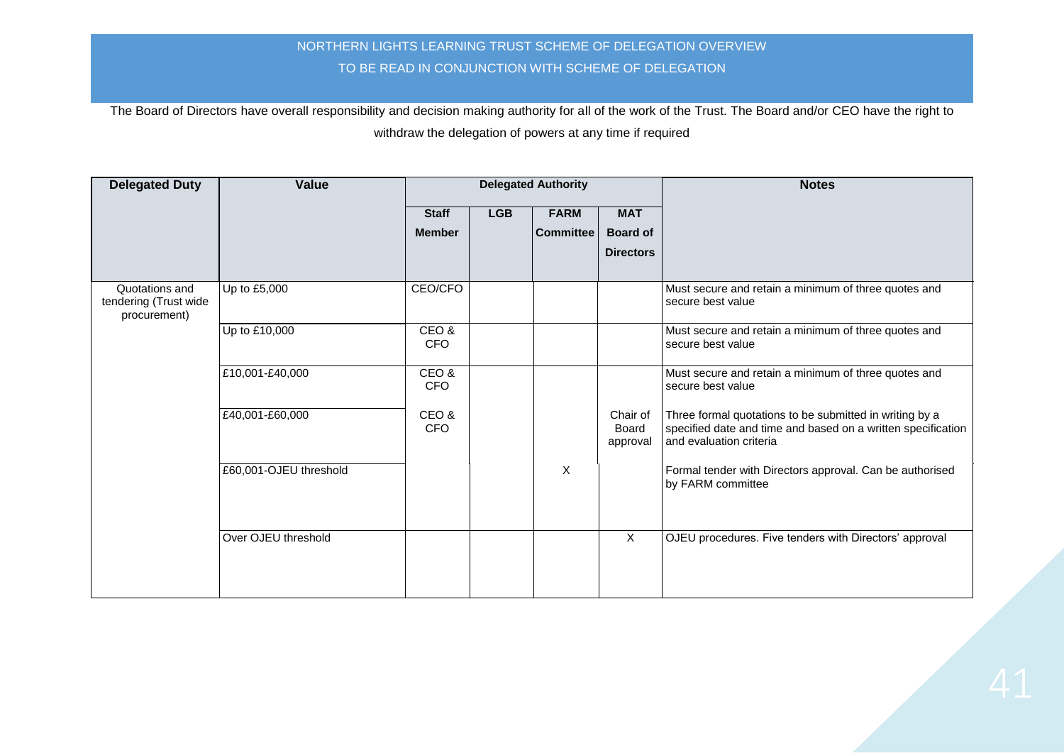NORTHERN LIGHTS LEARNING TRUST SCHEME OF DELEGATION OVERVIEW

TO BE READ IN CONJUNCTION WITH SCHEME OF DELEGATION

The Board of Directors have overall responsibility and decision making authority for all of the work of the Trust. The Board and/or CEO have the right to withdraw the delegation of powers at any time if required

| Delegated Duty | Value | Delegated Authority | | | | Notes |
|---|---|---|---|---|---|---|
| | | Staff Member | LGB | FARM Committee | MAT Board of Directors | |
| Quotations and tendering (Trust wide procurement) | Up to £5,000 | CEO/CFO | | | | Must secure and retain a minimum of three quotes and secure best value |
| | Up to £10,000 | CEO & CFO | | | | Must secure and retain a minimum of three quotes and secure best value |
| | £10,001-£40,000 | CEO & CFO | | | | Must secure and retain a minimum of three quotes and secure best value |
| | £40,001-£60,000 | CEO & CFO | | | Chair of Board approval | Three formal quotations to be submitted in writing by a specified date and time and based on a written specification and evaluation criteria |
| | £60,001-OJEU threshold | | | X | | Formal tender with Directors approval. Can be authorised by FARM committee |
| | Over OJEU threshold | | | | X | OJEU procedures. Five tenders with Directors' approval |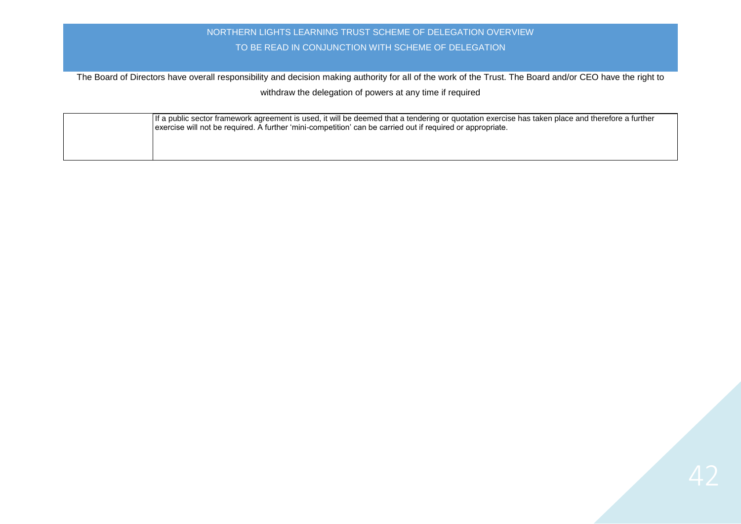NORTHERN LIGHTS LEARNING TRUST SCHEME OF DELEGATION OVERVIEW

TO BE READ IN CONJUNCTION WITH SCHEME OF DELEGATION

The Board of Directors have overall responsibility and decision making authority for all of the work of the Trust. The Board and/or CEO have the right to withdraw the delegation of powers at any time if required

| | |
|---|---|
| | If a public sector framework agreement is used, it will be deemed that a tendering or quotation exercise has taken place and therefore a further exercise will not be required. A further 'mini-competition' can be carried out if required or appropriate. |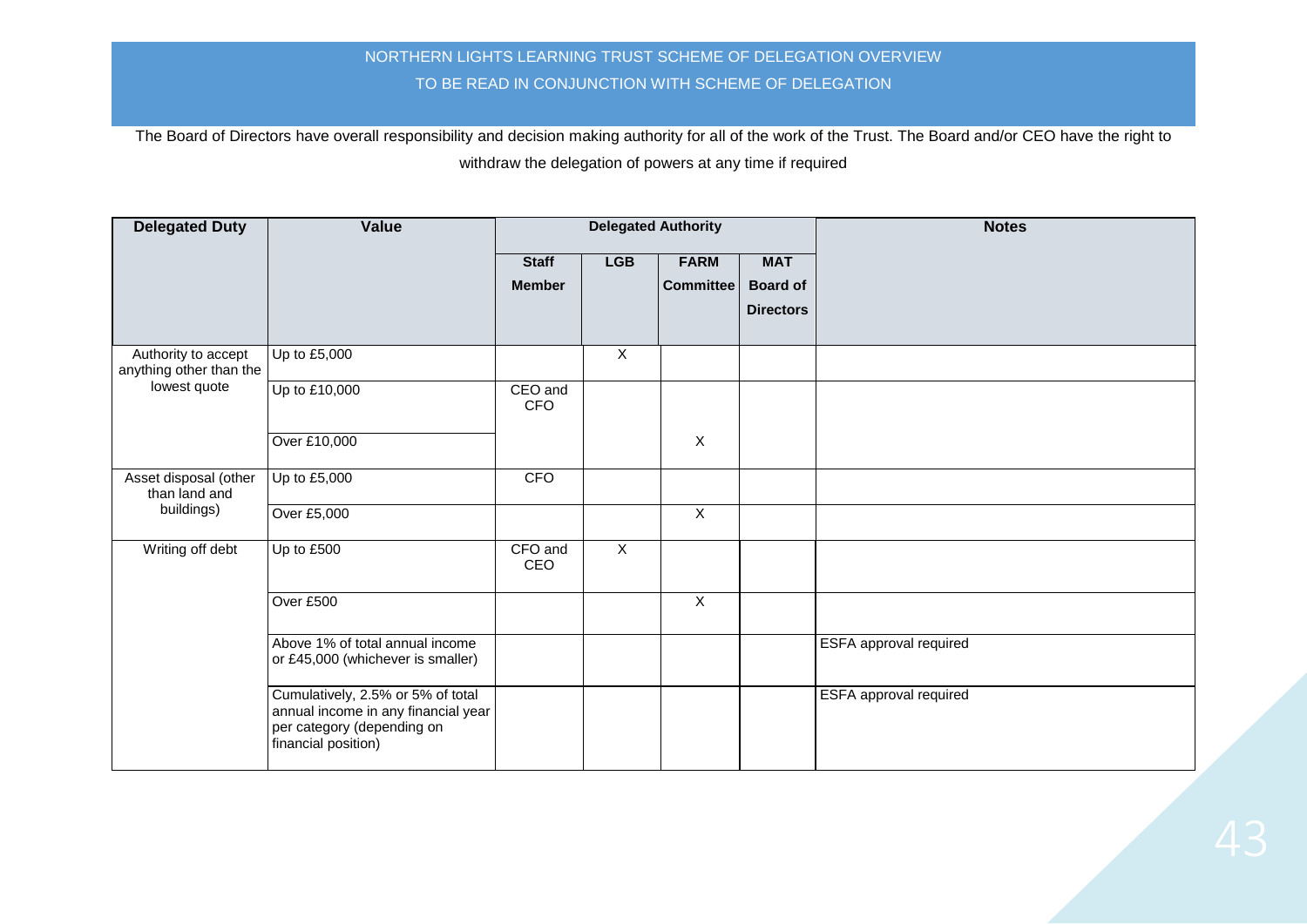NORTHERN LIGHTS LEARNING TRUST SCHEME OF DELEGATION OVERVIEW

TO BE READ IN CONJUNCTION WITH SCHEME OF DELEGATION

The Board of Directors have overall responsibility and decision making authority for all of the work of the Trust. The Board and/or CEO have the right to withdraw the delegation of powers at any time if required

| Delegated Duty | Value | Delegated Authority | | | | Notes |
|---|---|---|---|---|---|---|
| | | Staff Member | LGB | FARM Committee | MAT Board of Directors | |
| Authority to accept anything other than the lowest quote | Up to £5,000 | | X | | | |
| | Up to £10,000 | CEO and CFO | | | | |
| | Over £10,000 | | | X | | |
| Asset disposal (other than land and buildings) | Up to £5,000 | CFO | | | | |
| | Over £5,000 | | | X | | |
| Writing off debt | Up to £500 | CFO and CEO | X | | | |
| | Over £500 | | | X | | |
| | Above 1% of total annual income or £45,000 (whichever is smaller) | | | | | ESFA approval required |
| | Cumulatively, 2.5% or 5% of total annual income in any financial year per category (depending on financial position) | | | | | ESFA approval required |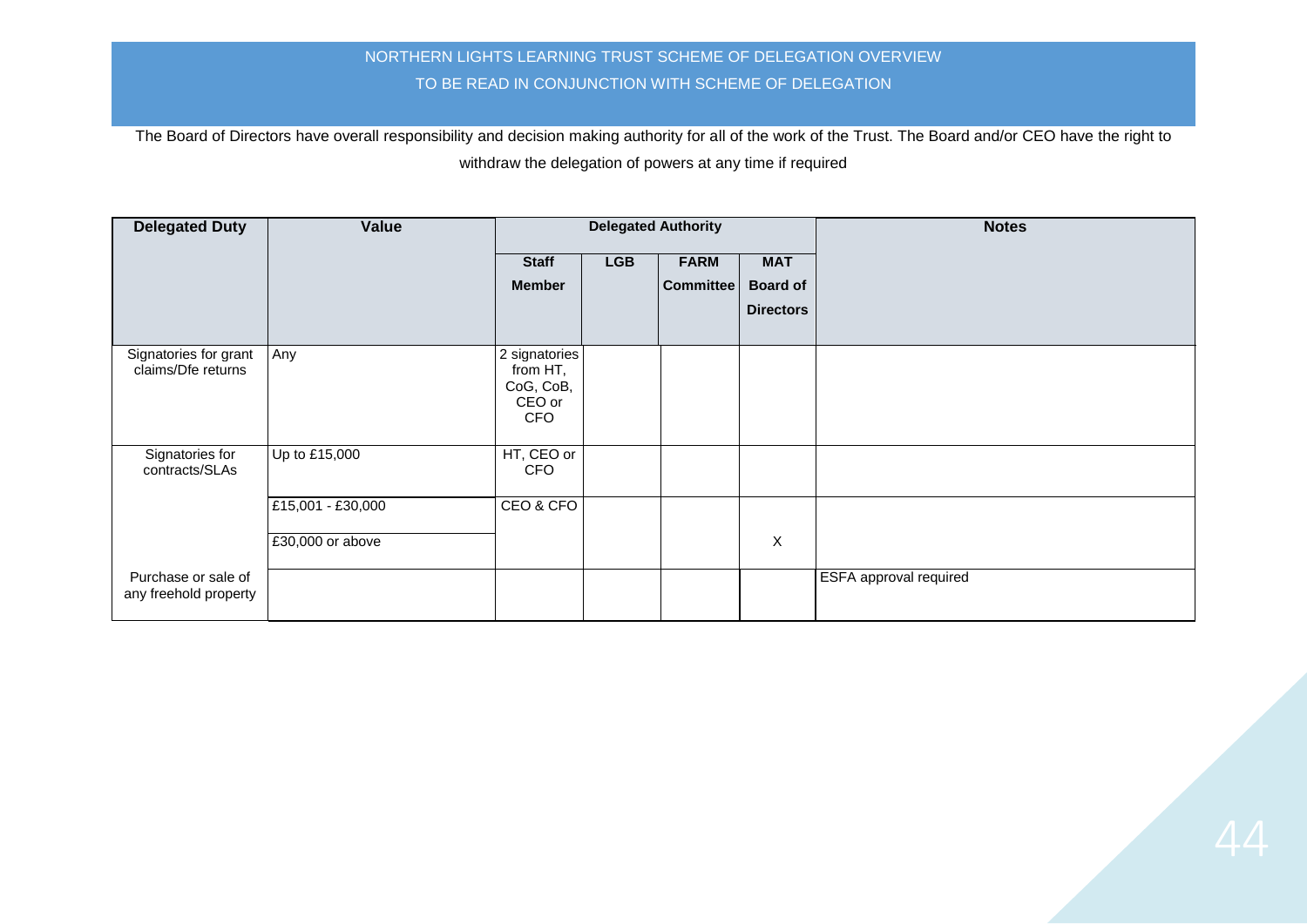NORTHERN LIGHTS LEARNING TRUST SCHEME OF DELEGATION OVERVIEW

TO BE READ IN CONJUNCTION WITH SCHEME OF DELEGATION

The Board of Directors have overall responsibility and decision making authority for all of the work of the Trust. The Board and/or CEO have the right to withdraw the delegation of powers at any time if required

| Delegated Duty | Value | Delegated Authority | | | | Notes |
|---|---|---|---|---|---|---|
| | | Staff Member | LGB | FARM Committee | MAT Board of Directors | |
| Signatories for grant claims/Dfe returns | Any | 2 signatories from HT, CoG, CoB, CEO or CFO | | | | |
| Signatories for contracts/SLAs | Up to £15,000 | HT, CEO or CFO | | | | |
| | £15,001 - £30,000 | CEO & CFO | | | | |
| | £30,000 or above | | | | X | |
| Purchase or sale of any freehold property | | | | | | ESFA approval required |